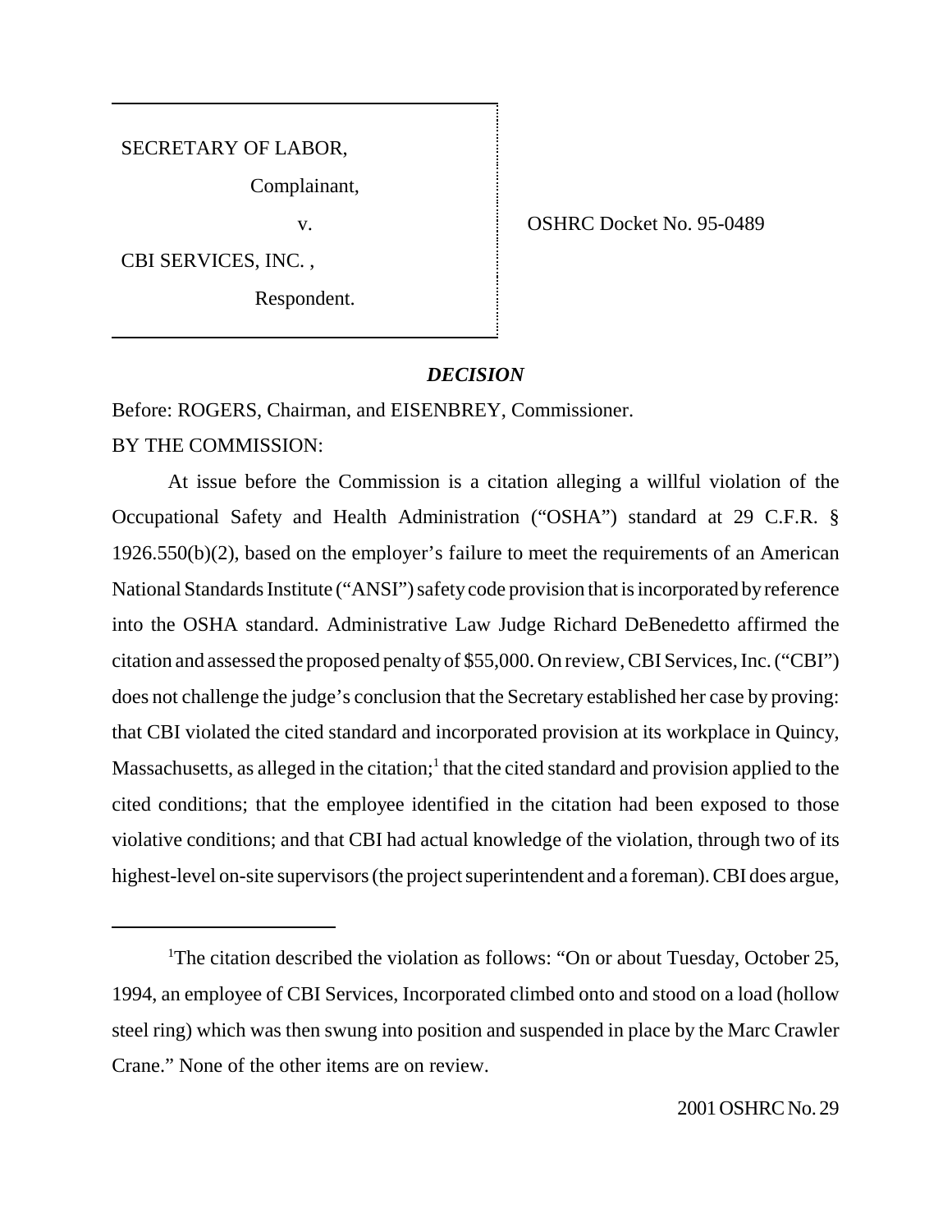SECRETARY OF LABOR,

Complainant,

v.

CBI SERVICES, INC. ,

Respondent.

OSHRC Docket No. 95-0489

## *DECISION*

Before: ROGERS, Chairman, and EISENBREY, Commissioner.

BY THE COMMISSION:

At issue before the Commission is a citation alleging a willful violation of the Occupational Safety and Health Administration ("OSHA") standard at 29 C.F.R. § 1926.550(b)(2), based on the employer's failure to meet the requirements of an American National Standards Institute ("ANSI") safety code provision that is incorporated by reference into the OSHA standard. Administrative Law Judge Richard DeBenedetto affirmed the citation and assessed the proposed penalty of $55,000. On review, CBI Services, Inc. ("CBI") does not challenge the judge's conclusion that the Secretary established her case by proving: that CBI violated the cited standard and incorporated provision at its workplace in Quincy, Massachusetts, as alleged in the citation;[1] that the cited standard and provision applied to the cited conditions; that the employee identified in the citation had been exposed to those violative conditions; and that CBI had actual knowledge of the violation, through two of its highest-level on-site supervisors (the project superintendent and a foreman). CBI does argue,

[1]The citation described the violation as follows: "On or about Tuesday, October 25, 1994, an employee of CBI Services, Incorporated climbed onto and stood on a load (hollow steel ring) which was then swung into position and suspended in place by the Marc Crawler Crane." None of the other items are on review.

2001 OSHRC No. 29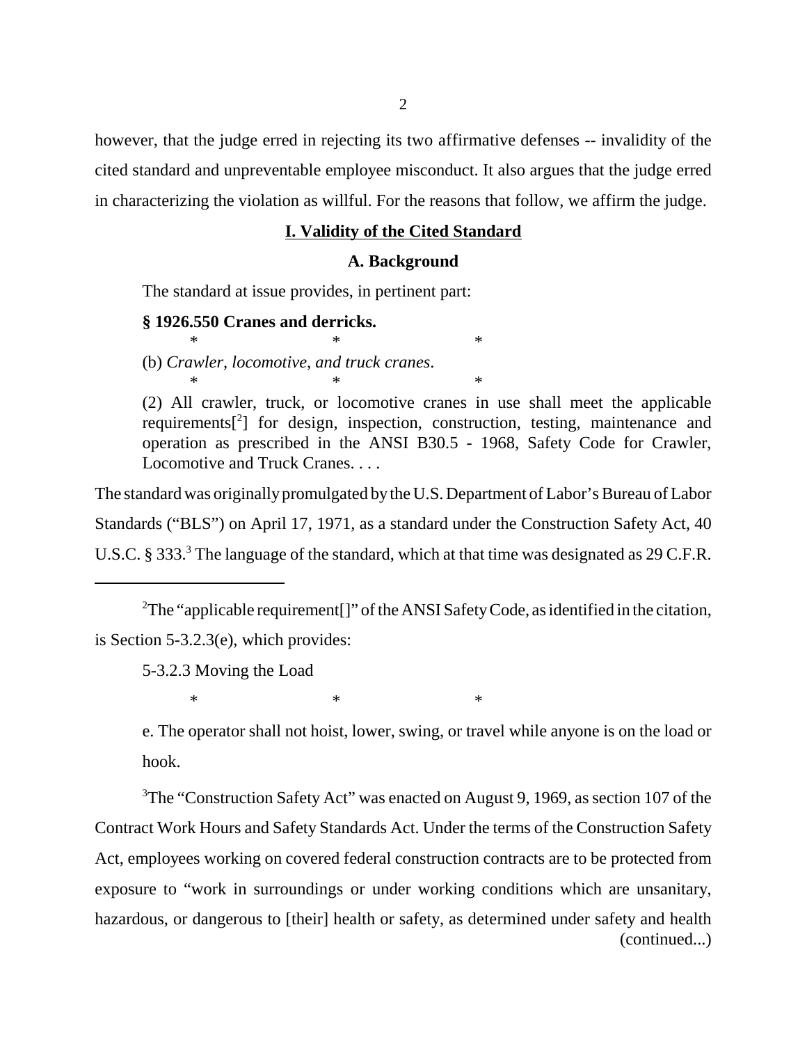however, that the judge erred in rejecting its two affirmative defenses -- invalidity of the cited standard and unpreventable employee misconduct. It also argues that the judge erred in characterizing the violation as willful. For the reasons that follow, we affirm the judge.

## I. Validity of the Cited Standard

### A. Background

The standard at issue provides, in pertinent part:

> **§ 1926.550 Cranes and derricks.**
>
> \*                    \*                    \*
>
> (b) *Crawler, locomotive, and truck cranes*.
>
> \*                    \*                    \*
>
> (2) All crawler, truck, or locomotive cranes in use shall meet the applicable requirements[[2]] for design, inspection, construction, testing, maintenance and operation as prescribed in the ANSI B30.5 - 1968, Safety Code for Crawler, Locomotive and Truck Cranes. . . .

The standard was originally promulgated by the U.S. Department of Labor's Bureau of Labor Standards ("BLS") on April 17, 1971, as a standard under the Construction Safety Act, 40 U.S.C. § 333.[3] The language of the standard, which at that time was designated as 29 C.F.R.

---

[2]The "applicable requirement[]" of the ANSI Safety Code, as identified in the citation, is Section 5-3.2.3(e), which provides:

> 5-3.2.3 Moving the Load
>
> \*                    \*                    \*
>
> e. The operator shall not hoist, lower, swing, or travel while anyone is on the load or hook.

[3]The "Construction Safety Act" was enacted on August 9, 1969, as section 107 of the Contract Work Hours and Safety Standards Act. Under the terms of the Construction Safety Act, employees working on covered federal construction contracts are to be protected from exposure to "work in surroundings or under working conditions which are unsanitary, hazardous, or dangerous to [their] health or safety, as determined under safety and health (continued...)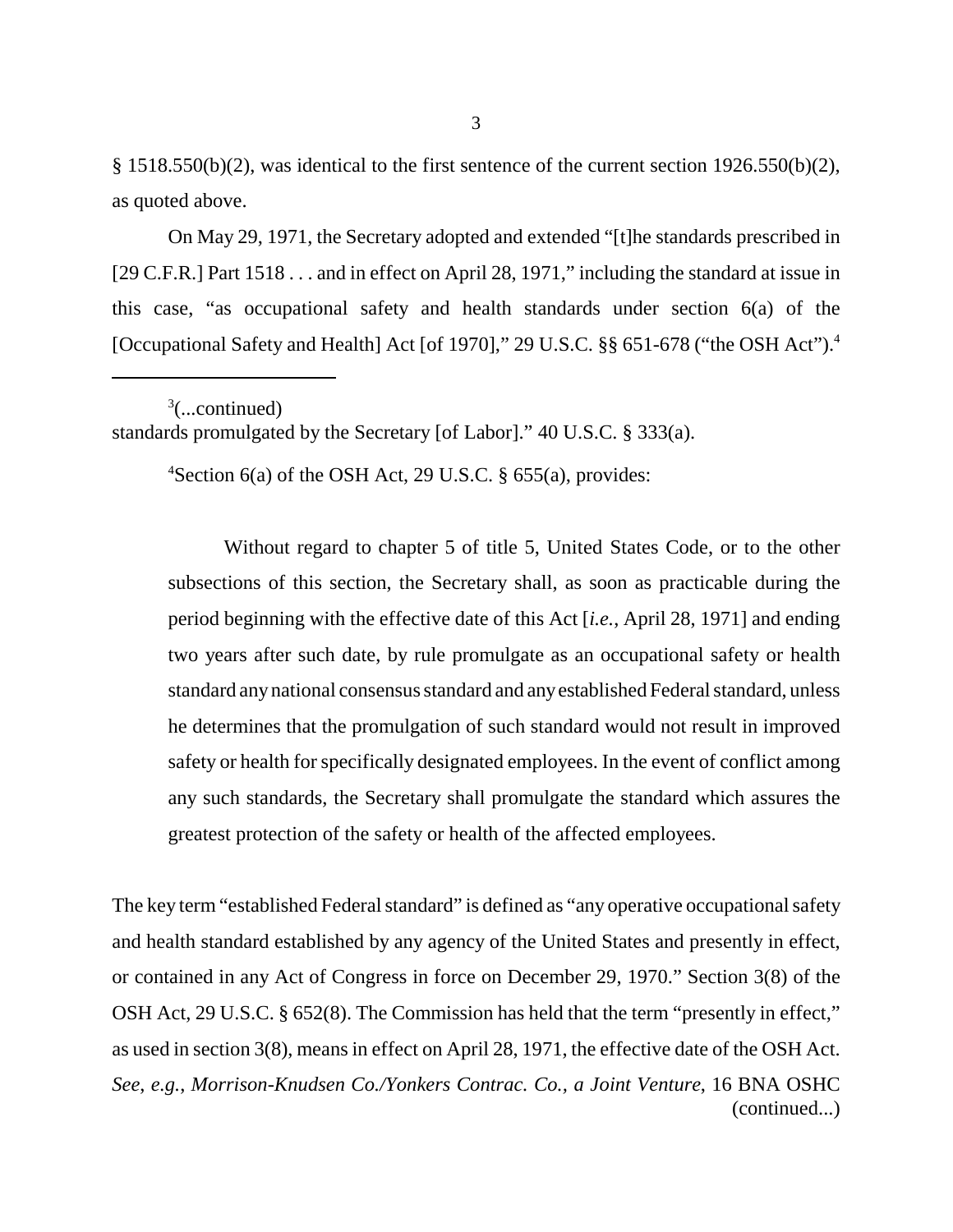§ 1518.550(b)(2), was identical to the first sentence of the current section 1926.550(b)(2), as quoted above.

On May 29, 1971, the Secretary adopted and extended "[t]he standards prescribed in [29 C.F.R.] Part 1518 . . . and in effect on April 28, 1971," including the standard at issue in this case, "as occupational safety and health standards under section 6(a) of the [Occupational Safety and Health] Act [of 1970]," 29 U.S.C. §§ 651-678 ("the OSH Act").[4]

---

[3](...continued)
standards promulgated by the Secretary [of Labor]." 40 U.S.C. § 333(a).

[4]Section 6(a) of the OSH Act, 29 U.S.C. § 655(a), provides:

> Without regard to chapter 5 of title 5, United States Code, or to the other subsections of this section, the Secretary shall, as soon as practicable during the period beginning with the effective date of this Act [*i.e.*, April 28, 1971] and ending two years after such date, by rule promulgate as an occupational safety or health standard any national consensus standard and any established Federal standard, unless he determines that the promulgation of such standard would not result in improved safety or health for specifically designated employees. In the event of conflict among any such standards, the Secretary shall promulgate the standard which assures the greatest protection of the safety or health of the affected employees.

The key term "established Federal standard" is defined as "any operative occupational safety and health standard established by any agency of the United States and presently in effect, or contained in any Act of Congress in force on December 29, 1970." Section 3(8) of the OSH Act, 29 U.S.C. § 652(8). The Commission has held that the term "presently in effect," as used in section 3(8), means in effect on April 28, 1971, the effective date of the OSH Act. *See, e.g.*, *Morrison-Knudsen Co./Yonkers Contrac. Co., a Joint Venture*, 16 BNA OSHC (continued...)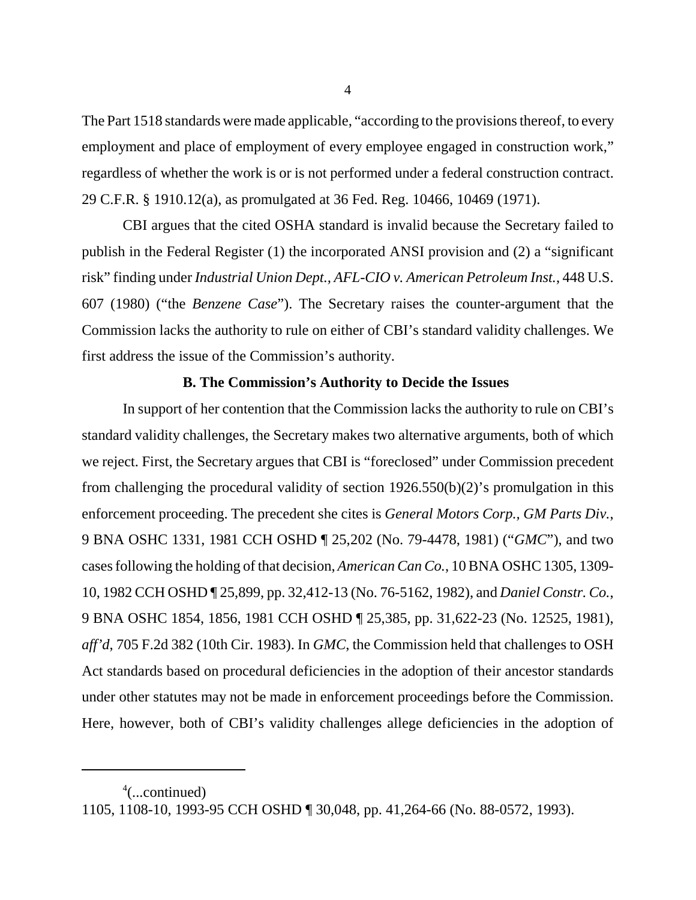The Part 1518 standards were made applicable, "according to the provisions thereof, to every employment and place of employment of every employee engaged in construction work," regardless of whether the work is or is not performed under a federal construction contract. 29 C.F.R. § 1910.12(a), as promulgated at 36 Fed. Reg. 10466, 10469 (1971).

CBI argues that the cited OSHA standard is invalid because the Secretary failed to publish in the Federal Register (1) the incorporated ANSI provision and (2) a "significant risk" finding under *Industrial Union Dept., AFL-CIO v. American Petroleum Inst.*, 448 U.S. 607 (1980) ("the *Benzene Case*"). The Secretary raises the counter-argument that the Commission lacks the authority to rule on either of CBI's standard validity challenges. We first address the issue of the Commission's authority.

**B. The Commission's Authority to Decide the Issues**

In support of her contention that the Commission lacks the authority to rule on CBI's standard validity challenges, the Secretary makes two alternative arguments, both of which we reject. First, the Secretary argues that CBI is "foreclosed" under Commission precedent from challenging the procedural validity of section 1926.550(b)(2)'s promulgation in this enforcement proceeding. The precedent she cites is *General Motors Corp., GM Parts Div.*, 9 BNA OSHC 1331, 1981 CCH OSHD ¶ 25,202 (No. 79-4478, 1981) ("*GMC*"), and two cases following the holding of that decision, *American Can Co.*, 10 BNA OSHC 1305, 1309-10, 1982 CCH OSHD ¶ 25,899, pp. 32,412-13 (No. 76-5162, 1982), and *Daniel Constr. Co.*, 9 BNA OSHC 1854, 1856, 1981 CCH OSHD ¶ 25,385, pp. 31,622-23 (No. 12525, 1981), *aff'd*, 705 F.2d 382 (10th Cir. 1983). In *GMC*, the Commission held that challenges to OSH Act standards based on procedural deficiencies in the adoption of their ancestor standards under other statutes may not be made in enforcement proceedings before the Commission. Here, however, both of CBI's validity challenges allege deficiencies in the adoption of

---

[4](...continued)
1105, 1108-10, 1993-95 CCH OSHD ¶ 30,048, pp. 41,264-66 (No. 88-0572, 1993).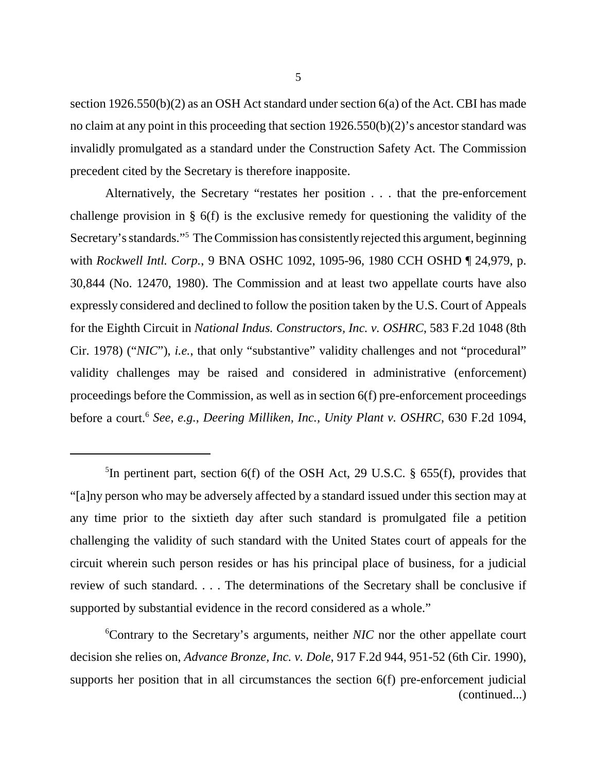section 1926.550(b)(2) as an OSH Act standard under section 6(a) of the Act. CBI has made no claim at any point in this proceeding that section 1926.550(b)(2)'s ancestor standard was invalidly promulgated as a standard under the Construction Safety Act. The Commission precedent cited by the Secretary is therefore inapposite.

Alternatively, the Secretary "restates her position . . . that the pre-enforcement challenge provision in § 6(f) is the exclusive remedy for questioning the validity of the Secretary's standards."[5] The Commission has consistently rejected this argument, beginning with *Rockwell Intl. Corp.*, 9 BNA OSHC 1092, 1095-96, 1980 CCH OSHD ¶ 24,979, p. 30,844 (No. 12470, 1980). The Commission and at least two appellate courts have also expressly considered and declined to follow the position taken by the U.S. Court of Appeals for the Eighth Circuit in *National Indus. Constructors, Inc. v. OSHRC*, 583 F.2d 1048 (8th Cir. 1978) ("*NIC*"), *i.e.*, that only "substantive" validity challenges and not "procedural" validity challenges may be raised and considered in administrative (enforcement) proceedings before the Commission, as well as in section 6(f) pre-enforcement proceedings before a court.[6] *See, e.g.*, *Deering Milliken, Inc., Unity Plant v. OSHRC*, 630 F.2d 1094,

---

[5]In pertinent part, section 6(f) of the OSH Act, 29 U.S.C. § 655(f), provides that "[a]ny person who may be adversely affected by a standard issued under this section may at any time prior to the sixtieth day after such standard is promulgated file a petition challenging the validity of such standard with the United States court of appeals for the circuit wherein such person resides or has his principal place of business, for a judicial review of such standard. . . . The determinations of the Secretary shall be conclusive if supported by substantial evidence in the record considered as a whole."

[6]Contrary to the Secretary's arguments, neither *NIC* nor the other appellate court decision she relies on, *Advance Bronze, Inc. v. Dole*, 917 F.2d 944, 951-52 (6th Cir. 1990), supports her position that in all circumstances the section 6(f) pre-enforcement judicial (continued...)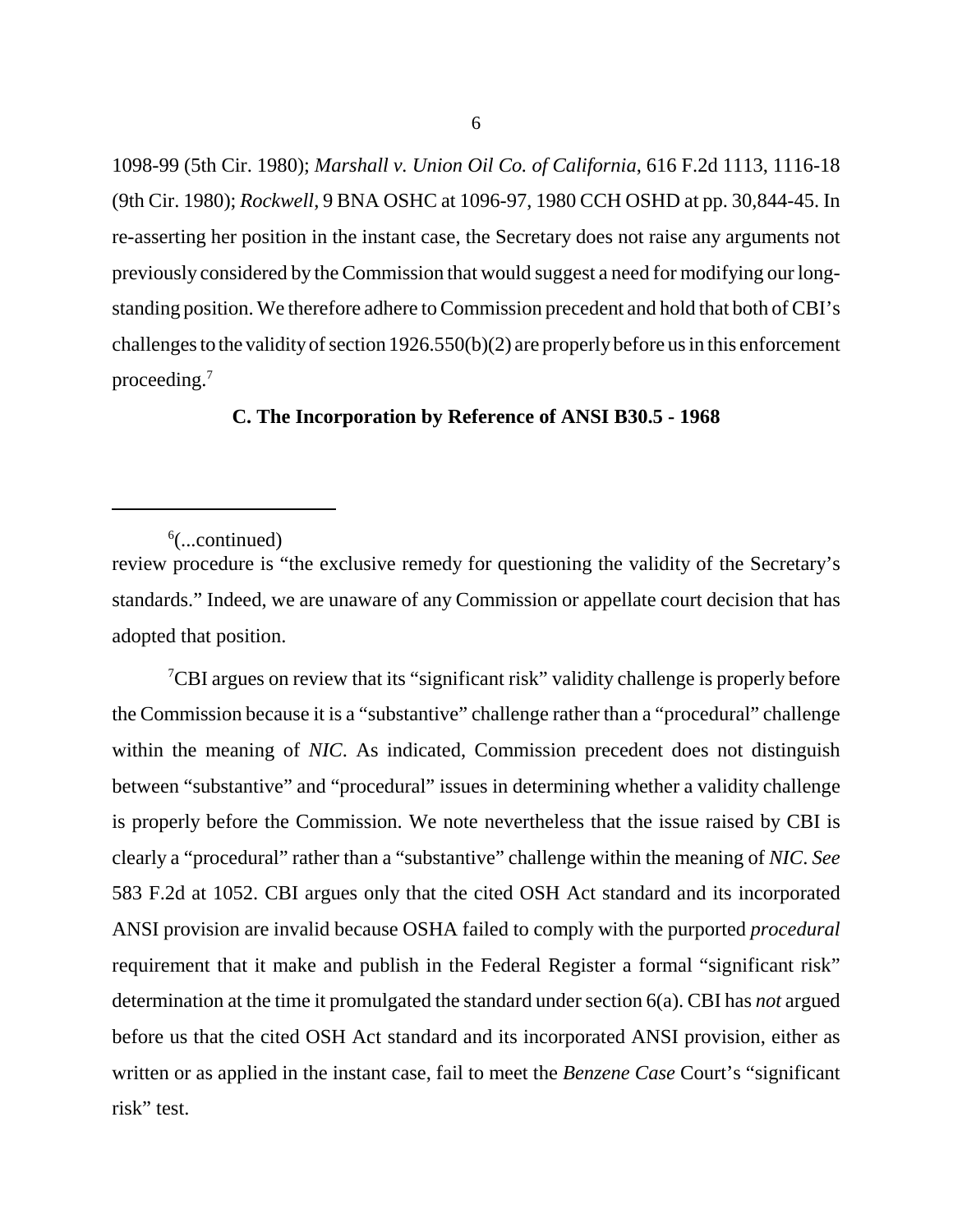1098-99 (5th Cir. 1980); *Marshall v. Union Oil Co. of California*, 616 F.2d 1113, 1116-18 (9th Cir. 1980); *Rockwell*, 9 BNA OSHC at 1096-97, 1980 CCH OSHD at pp. 30,844-45. In re-asserting her position in the instant case, the Secretary does not raise any arguments not previously considered by the Commission that would suggest a need for modifying our long-standing position. We therefore adhere to Commission precedent and hold that both of CBI's challenges to the validity of section 1926.550(b)(2) are properly before us in this enforcement proceeding.[7]

### C. The Incorporation by Reference of ANSI B30.5 - 1968

---

[6](...continued)
review procedure is "the exclusive remedy for questioning the validity of the Secretary's standards." Indeed, we are unaware of any Commission or appellate court decision that has adopted that position.

[7]CBI argues on review that its "significant risk" validity challenge is properly before the Commission because it is a "substantive" challenge rather than a "procedural" challenge within the meaning of *NIC*. As indicated, Commission precedent does not distinguish between "substantive" and "procedural" issues in determining whether a validity challenge is properly before the Commission. We note nevertheless that the issue raised by CBI is clearly a "procedural" rather than a "substantive" challenge within the meaning of *NIC*. *See* 583 F.2d at 1052. CBI argues only that the cited OSH Act standard and its incorporated ANSI provision are invalid because OSHA failed to comply with the purported *procedural* requirement that it make and publish in the Federal Register a formal "significant risk" determination at the time it promulgated the standard under section 6(a). CBI has *not* argued before us that the cited OSH Act standard and its incorporated ANSI provision, either as written or as applied in the instant case, fail to meet the *Benzene Case* Court's "significant risk" test.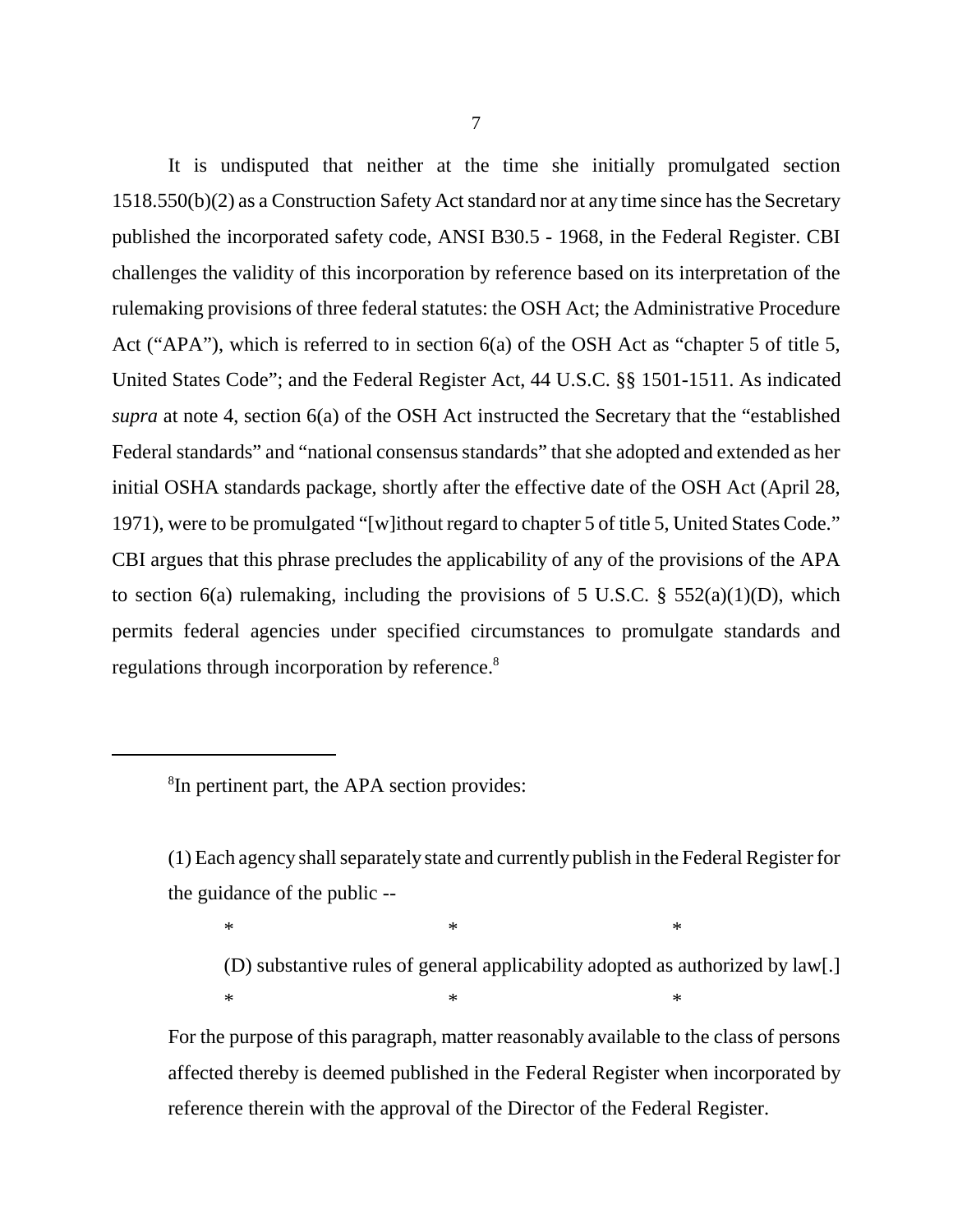It is undisputed that neither at the time she initially promulgated section 1518.550(b)(2) as a Construction Safety Act standard nor at any time since has the Secretary published the incorporated safety code, ANSI B30.5 - 1968, in the Federal Register. CBI challenges the validity of this incorporation by reference based on its interpretation of the rulemaking provisions of three federal statutes: the OSH Act; the Administrative Procedure Act ("APA"), which is referred to in section 6(a) of the OSH Act as "chapter 5 of title 5, United States Code"; and the Federal Register Act, 44 U.S.C. §§ 1501-1511. As indicated *supra* at note 4, section 6(a) of the OSH Act instructed the Secretary that the "established Federal standards" and "national consensus standards" that she adopted and extended as her initial OSHA standards package, shortly after the effective date of the OSH Act (April 28, 1971), were to be promulgated "[w]ithout regard to chapter 5 of title 5, United States Code." CBI argues that this phrase precludes the applicability of any of the provisions of the APA to section 6(a) rulemaking, including the provisions of 5 U.S.C. § 552(a)(1)(D), which permits federal agencies under specified circumstances to promulgate standards and regulations through incorporation by reference.[8]

---

[8]In pertinent part, the APA section provides:

> (1) Each agency shall separately state and currently publish in the Federal Register for the guidance of the public --
>
> \*　　　　　\*　　　　　\*
>
> (D) substantive rules of general applicability adopted as authorized by law[.]
>
> \*　　　　　\*　　　　　\*
>
> For the purpose of this paragraph, matter reasonably available to the class of persons affected thereby is deemed published in the Federal Register when incorporated by reference therein with the approval of the Director of the Federal Register.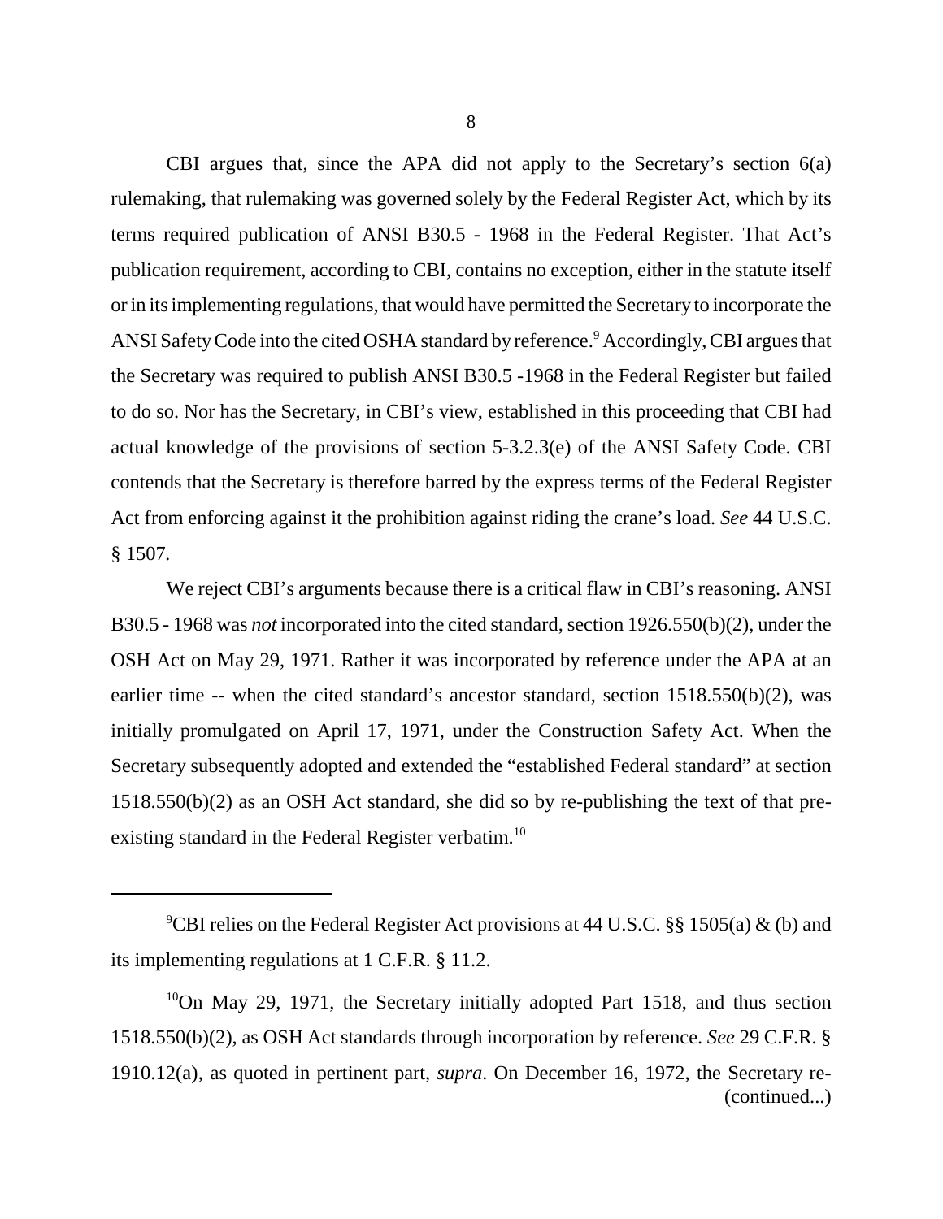CBI argues that, since the APA did not apply to the Secretary's section 6(a) rulemaking, that rulemaking was governed solely by the Federal Register Act, which by its terms required publication of ANSI B30.5 - 1968 in the Federal Register. That Act's publication requirement, according to CBI, contains no exception, either in the statute itself or in its implementing regulations, that would have permitted the Secretary to incorporate the ANSI Safety Code into the cited OSHA standard by reference.[9] Accordingly, CBI argues that the Secretary was required to publish ANSI B30.5 -1968 in the Federal Register but failed to do so. Nor has the Secretary, in CBI's view, established in this proceeding that CBI had actual knowledge of the provisions of section 5-3.2.3(e) of the ANSI Safety Code. CBI contends that the Secretary is therefore barred by the express terms of the Federal Register Act from enforcing against it the prohibition against riding the crane's load. *See* 44 U.S.C. § 1507.

We reject CBI's arguments because there is a critical flaw in CBI's reasoning. ANSI B30.5 - 1968 was *not* incorporated into the cited standard, section 1926.550(b)(2), under the OSH Act on May 29, 1971. Rather it was incorporated by reference under the APA at an earlier time -- when the cited standard's ancestor standard, section 1518.550(b)(2), was initially promulgated on April 17, 1971, under the Construction Safety Act. When the Secretary subsequently adopted and extended the "established Federal standard" at section 1518.550(b)(2) as an OSH Act standard, she did so by re-publishing the text of that pre-existing standard in the Federal Register verbatim.[10]

---

[9]CBI relies on the Federal Register Act provisions at 44 U.S.C. §§ 1505(a) & (b) and its implementing regulations at 1 C.F.R. § 11.2.

[10]On May 29, 1971, the Secretary initially adopted Part 1518, and thus section 1518.550(b)(2), as OSH Act standards through incorporation by reference. *See* 29 C.F.R. § 1910.12(a), as quoted in pertinent part, *supra*. On December 16, 1972, the Secretary re- (continued...)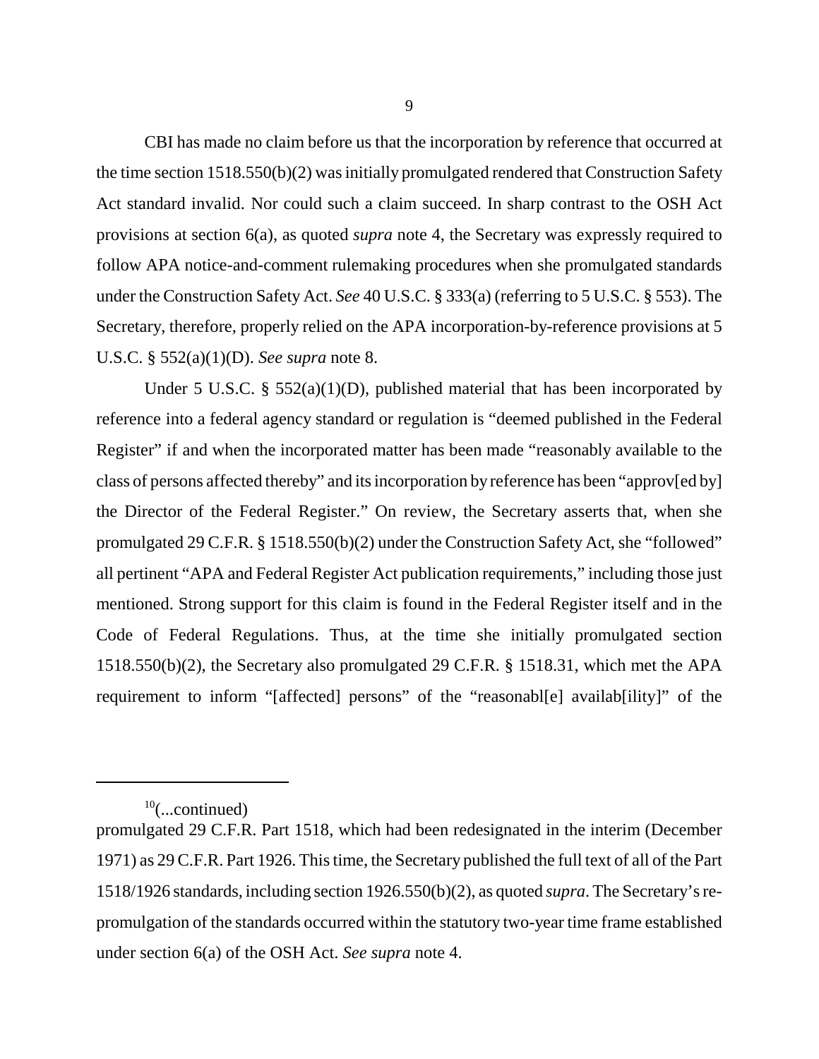CBI has made no claim before us that the incorporation by reference that occurred at the time section 1518.550(b)(2) was initially promulgated rendered that Construction Safety Act standard invalid. Nor could such a claim succeed. In sharp contrast to the OSH Act provisions at section 6(a), as quoted *supra* note 4, the Secretary was expressly required to follow APA notice-and-comment rulemaking procedures when she promulgated standards under the Construction Safety Act. *See* 40 U.S.C. § 333(a) (referring to 5 U.S.C. § 553). The Secretary, therefore, properly relied on the APA incorporation-by-reference provisions at 5 U.S.C. § 552(a)(1)(D). *See supra* note 8.

Under 5 U.S.C. § 552(a)(1)(D), published material that has been incorporated by reference into a federal agency standard or regulation is "deemed published in the Federal Register" if and when the incorporated matter has been made "reasonably available to the class of persons affected thereby" and its incorporation by reference has been "approv[ed by] the Director of the Federal Register." On review, the Secretary asserts that, when she promulgated 29 C.F.R. § 1518.550(b)(2) under the Construction Safety Act, she "followed" all pertinent "APA and Federal Register Act publication requirements," including those just mentioned. Strong support for this claim is found in the Federal Register itself and in the Code of Federal Regulations. Thus, at the time she initially promulgated section 1518.550(b)(2), the Secretary also promulgated 29 C.F.R. § 1518.31, which met the APA requirement to inform "[affected] persons" of the "reasonabl[e] availab[ility]" of the

---

[10](...continued)
promulgated 29 C.F.R. Part 1518, which had been redesignated in the interim (December 1971) as 29 C.F.R. Part 1926. This time, the Secretary published the full text of all of the Part 1518/1926 standards, including section 1926.550(b)(2), as quoted *supra*. The Secretary's re-promulgation of the standards occurred within the statutory two-year time frame established under section 6(a) of the OSH Act. *See supra* note 4.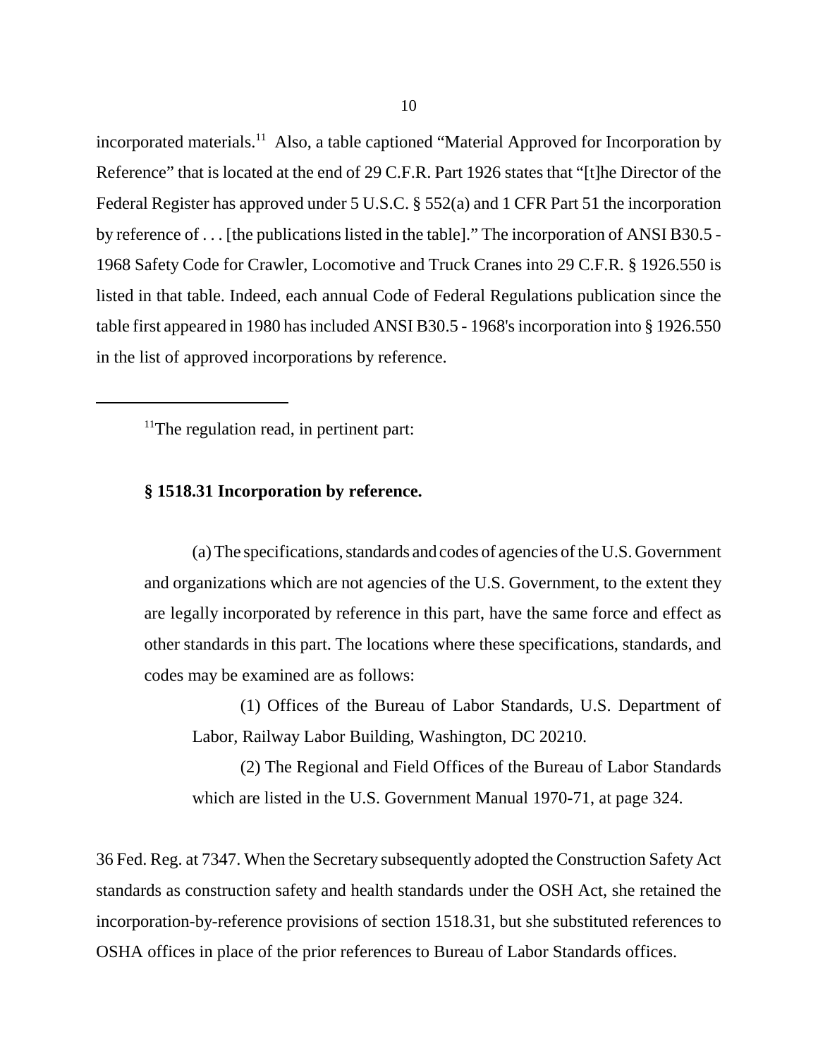incorporated materials.[11] Also, a table captioned "Material Approved for Incorporation by Reference" that is located at the end of 29 C.F.R. Part 1926 states that "[t]he Director of the Federal Register has approved under 5 U.S.C. § 552(a) and 1 CFR Part 51 the incorporation by reference of . . . [the publications listed in the table]." The incorporation of ANSI B30.5 - 1968 Safety Code for Crawler, Locomotive and Truck Cranes into 29 C.F.R. § 1926.550 is listed in that table. Indeed, each annual Code of Federal Regulations publication since the table first appeared in 1980 has included ANSI B30.5 - 1968's incorporation into § 1926.550 in the list of approved incorporations by reference.

---

[11]The regulation read, in pertinent part:

> **§ 1518.31 Incorporation by reference.**
>
> (a) The specifications, standards and codes of agencies of the U.S. Government and organizations which are not agencies of the U.S. Government, to the extent they are legally incorporated by reference in this part, have the same force and effect as other standards in this part. The locations where these specifications, standards, and codes may be examined are as follows:
>
> > (1) Offices of the Bureau of Labor Standards, U.S. Department of Labor, Railway Labor Building, Washington, DC 20210.
> >
> > (2) The Regional and Field Offices of the Bureau of Labor Standards which are listed in the U.S. Government Manual 1970-71, at page 324.

36 Fed. Reg. at 7347. When the Secretary subsequently adopted the Construction Safety Act standards as construction safety and health standards under the OSH Act, she retained the incorporation-by-reference provisions of section 1518.31, but she substituted references to OSHA offices in place of the prior references to Bureau of Labor Standards offices.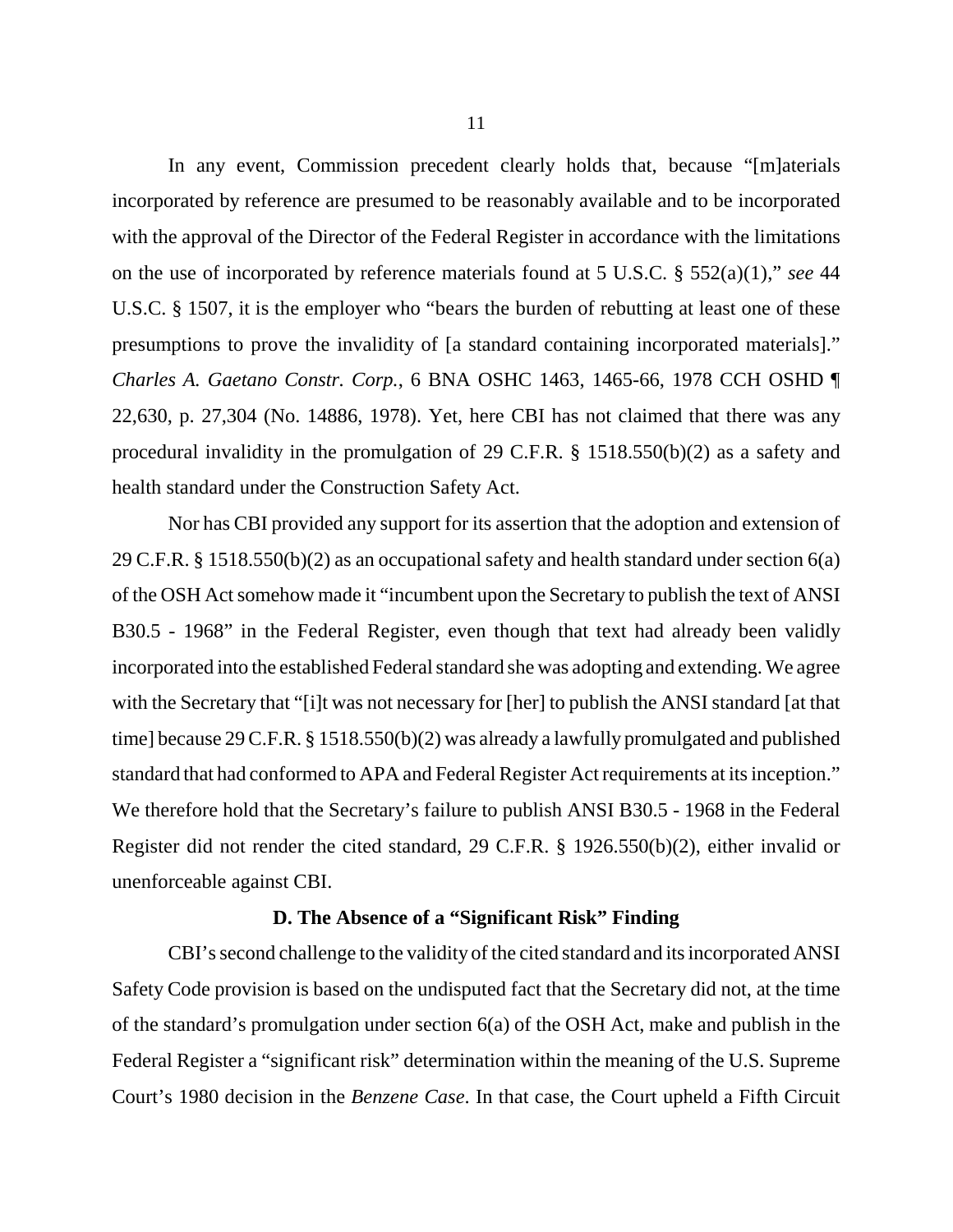In any event, Commission precedent clearly holds that, because "[m]aterials incorporated by reference are presumed to be reasonably available and to be incorporated with the approval of the Director of the Federal Register in accordance with the limitations on the use of incorporated by reference materials found at 5 U.S.C. § 552(a)(1)," *see* 44 U.S.C. § 1507, it is the employer who "bears the burden of rebutting at least one of these presumptions to prove the invalidity of [a standard containing incorporated materials]." *Charles A. Gaetano Constr. Corp.*, 6 BNA OSHC 1463, 1465-66, 1978 CCH OSHD ¶ 22,630, p. 27,304 (No. 14886, 1978). Yet, here CBI has not claimed that there was any procedural invalidity in the promulgation of 29 C.F.R. § 1518.550(b)(2) as a safety and health standard under the Construction Safety Act.

Nor has CBI provided any support for its assertion that the adoption and extension of 29 C.F.R. § 1518.550(b)(2) as an occupational safety and health standard under section 6(a) of the OSH Act somehow made it "incumbent upon the Secretary to publish the text of ANSI B30.5 - 1968" in the Federal Register, even though that text had already been validly incorporated into the established Federal standard she was adopting and extending. We agree with the Secretary that "[i]t was not necessary for [her] to publish the ANSI standard [at that time] because 29 C.F.R. § 1518.550(b)(2) was already a lawfully promulgated and published standard that had conformed to APA and Federal Register Act requirements at its inception." We therefore hold that the Secretary's failure to publish ANSI B30.5 - 1968 in the Federal Register did not render the cited standard, 29 C.F.R. § 1926.550(b)(2), either invalid or unenforceable against CBI.

### D. The Absence of a "Significant Risk" Finding

CBI's second challenge to the validity of the cited standard and its incorporated ANSI Safety Code provision is based on the undisputed fact that the Secretary did not, at the time of the standard's promulgation under section 6(a) of the OSH Act, make and publish in the Federal Register a "significant risk" determination within the meaning of the U.S. Supreme Court's 1980 decision in the *Benzene Case*. In that case, the Court upheld a Fifth Circuit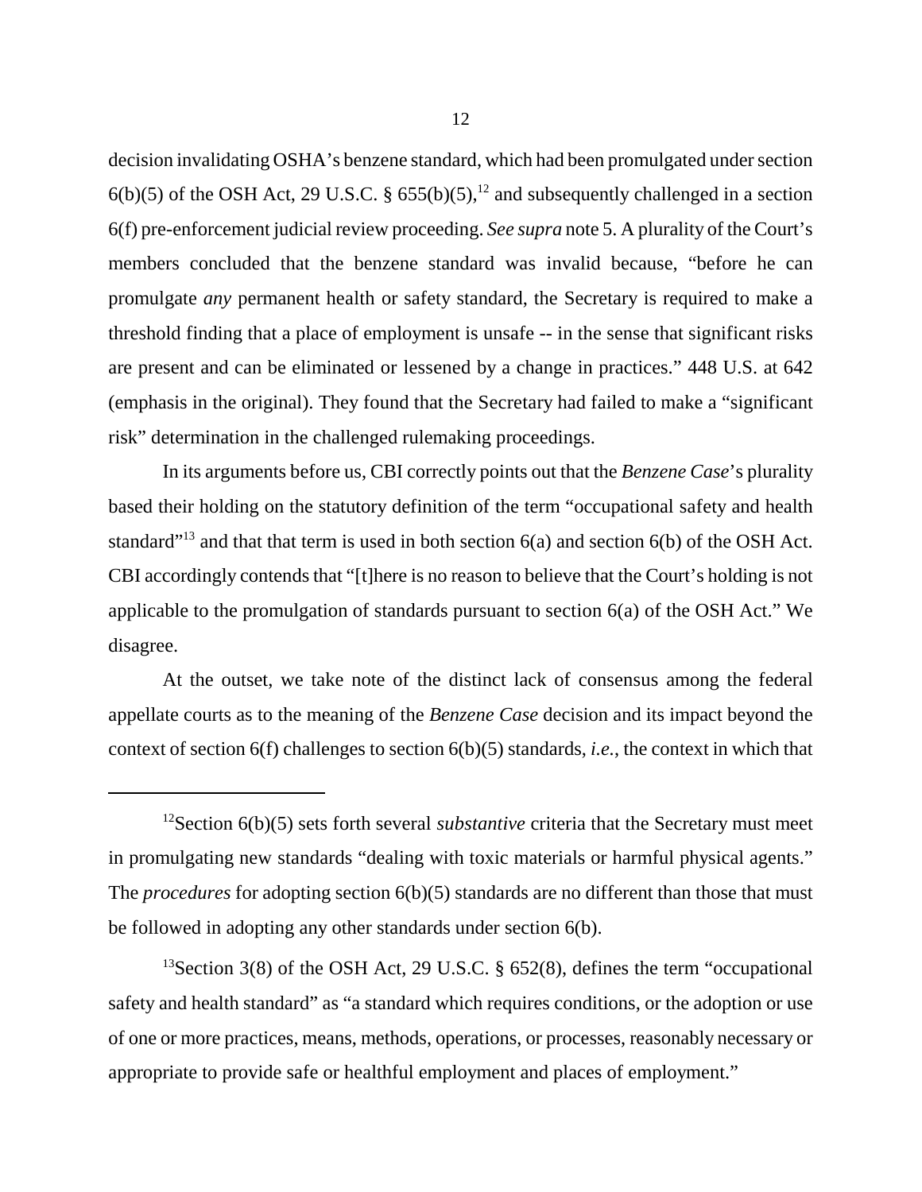decision invalidating OSHA's benzene standard, which had been promulgated under section 6(b)(5) of the OSH Act, 29 U.S.C. § 655(b)(5),[12] and subsequently challenged in a section 6(f) pre-enforcement judicial review proceeding. *See supra* note 5. A plurality of the Court's members concluded that the benzene standard was invalid because, "before he can promulgate *any* permanent health or safety standard, the Secretary is required to make a threshold finding that a place of employment is unsafe -- in the sense that significant risks are present and can be eliminated or lessened by a change in practices." 448 U.S. at 642 (emphasis in the original). They found that the Secretary had failed to make a "significant risk" determination in the challenged rulemaking proceedings.

In its arguments before us, CBI correctly points out that the *Benzene Case*'s plurality based their holding on the statutory definition of the term "occupational safety and health standard"[13] and that that term is used in both section 6(a) and section 6(b) of the OSH Act. CBI accordingly contends that "[t]here is no reason to believe that the Court's holding is not applicable to the promulgation of standards pursuant to section 6(a) of the OSH Act." We disagree.

At the outset, we take note of the distinct lack of consensus among the federal appellate courts as to the meaning of the *Benzene Case* decision and its impact beyond the context of section 6(f) challenges to section 6(b)(5) standards, *i.e.*, the context in which that

---

[12]Section 6(b)(5) sets forth several *substantive* criteria that the Secretary must meet in promulgating new standards "dealing with toxic materials or harmful physical agents." The *procedures* for adopting section 6(b)(5) standards are no different than those that must be followed in adopting any other standards under section 6(b).

[13]Section 3(8) of the OSH Act, 29 U.S.C. § 652(8), defines the term "occupational safety and health standard" as "a standard which requires conditions, or the adoption or use of one or more practices, means, methods, operations, or processes, reasonably necessary or appropriate to provide safe or healthful employment and places of employment."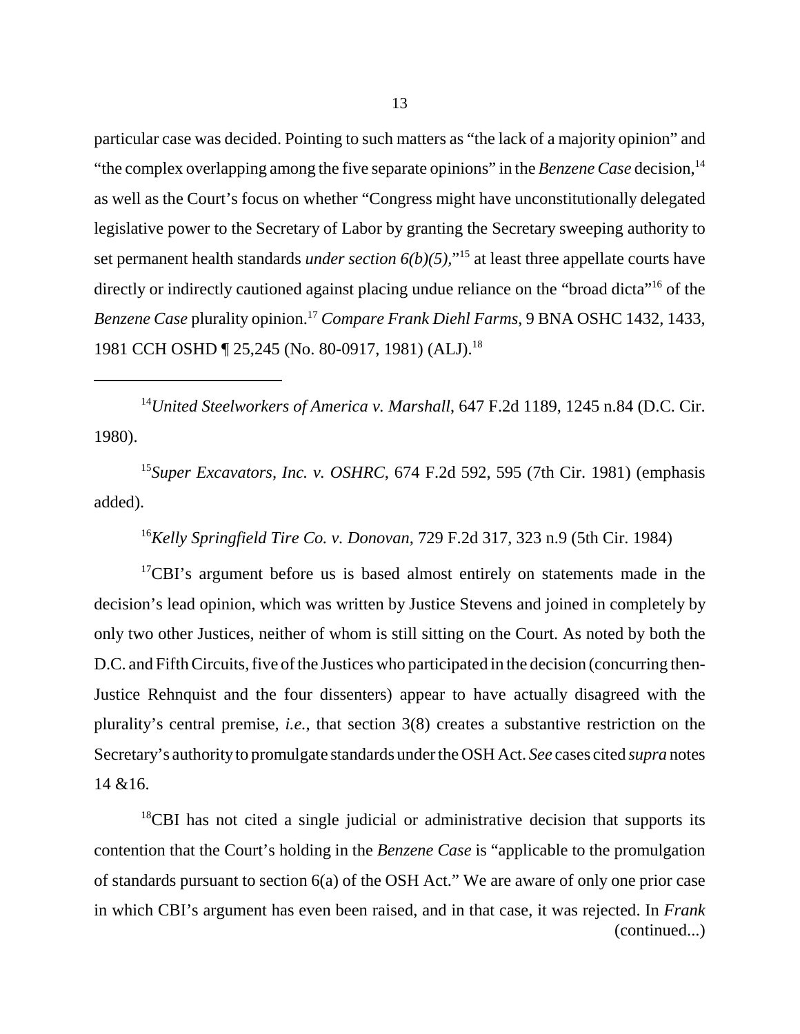particular case was decided. Pointing to such matters as "the lack of a majority opinion" and "the complex overlapping among the five separate opinions" in the *Benzene Case* decision,[14] as well as the Court's focus on whether "Congress might have unconstitutionally delegated legislative power to the Secretary of Labor by granting the Secretary sweeping authority to set permanent health standards *under section 6(b)(5),*"[15] at least three appellate courts have directly or indirectly cautioned against placing undue reliance on the "broad dicta"[16] of the *Benzene Case* plurality opinion.[17] *Compare Frank Diehl Farms*, 9 BNA OSHC 1432, 1433, 1981 CCH OSHD ¶ 25,245 (No. 80-0917, 1981) (ALJ).[18]

---

[14]*United Steelworkers of America v. Marshall*, 647 F.2d 1189, 1245 n.84 (D.C. Cir. 1980).

[15]*Super Excavators, Inc. v. OSHRC*, 674 F.2d 592, 595 (7th Cir. 1981) (emphasis added).

[16]*Kelly Springfield Tire Co. v. Donovan*, 729 F.2d 317, 323 n.9 (5th Cir. 1984)

[17]CBI's argument before us is based almost entirely on statements made in the decision's lead opinion, which was written by Justice Stevens and joined in completely by only two other Justices, neither of whom is still sitting on the Court. As noted by both the D.C. and Fifth Circuits, five of the Justices who participated in the decision (concurring then-Justice Rehnquist and the four dissenters) appear to have actually disagreed with the plurality's central premise, *i.e.*, that section 3(8) creates a substantive restriction on the Secretary's authority to promulgate standards under the OSH Act. *See* cases cited *supra* notes 14 &16.

[18]CBI has not cited a single judicial or administrative decision that supports its contention that the Court's holding in the *Benzene Case* is "applicable to the promulgation of standards pursuant to section 6(a) of the OSH Act." We are aware of only one prior case in which CBI's argument has even been raised, and in that case, it was rejected. In *Frank* (continued...)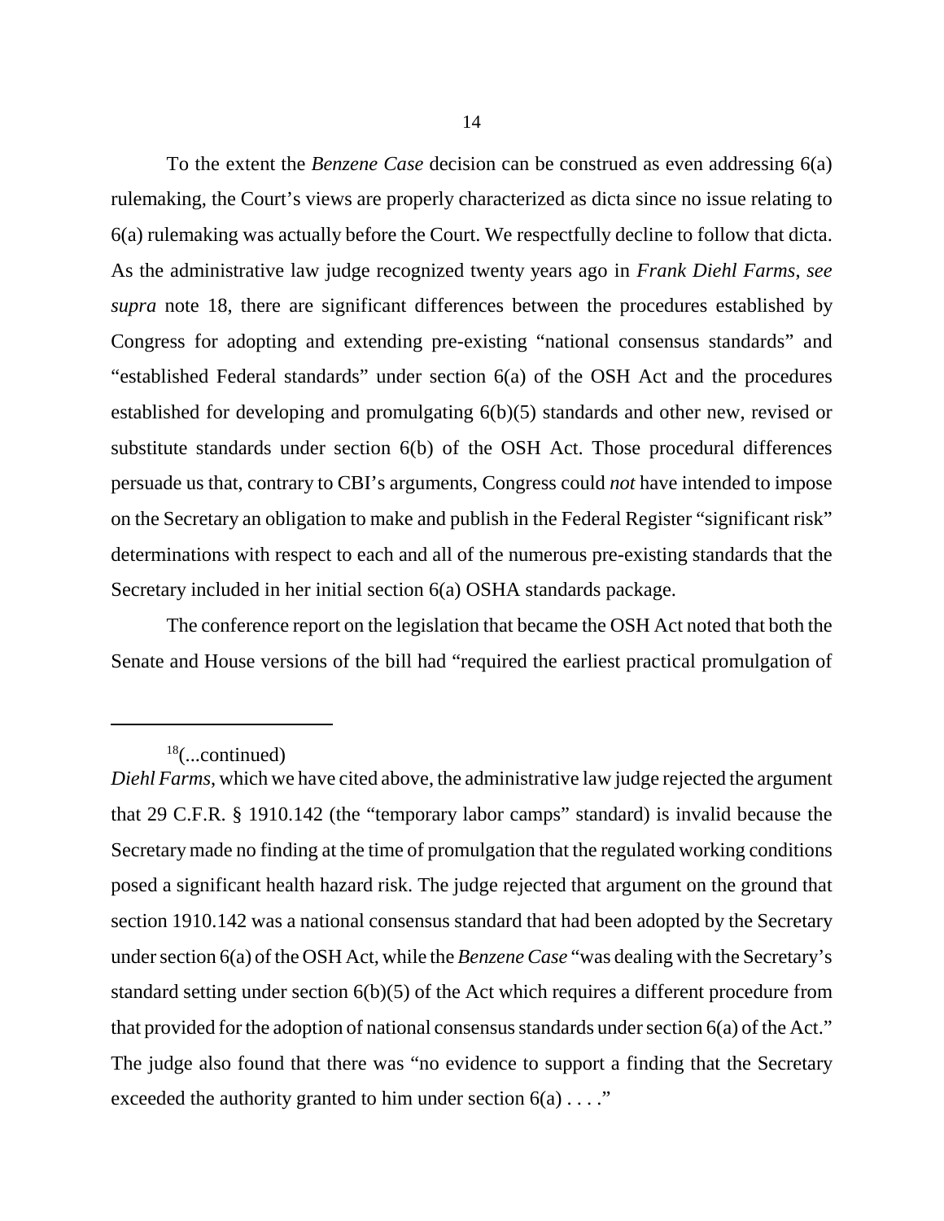To the extent the *Benzene Case* decision can be construed as even addressing 6(a) rulemaking, the Court's views are properly characterized as dicta since no issue relating to 6(a) rulemaking was actually before the Court. We respectfully decline to follow that dicta. As the administrative law judge recognized twenty years ago in *Frank Diehl Farms*, *see supra* note 18, there are significant differences between the procedures established by Congress for adopting and extending pre-existing "national consensus standards" and "established Federal standards" under section 6(a) of the OSH Act and the procedures established for developing and promulgating 6(b)(5) standards and other new, revised or substitute standards under section 6(b) of the OSH Act. Those procedural differences persuade us that, contrary to CBI's arguments, Congress could *not* have intended to impose on the Secretary an obligation to make and publish in the Federal Register "significant risk" determinations with respect to each and all of the numerous pre-existing standards that the Secretary included in her initial section 6(a) OSHA standards package.

The conference report on the legislation that became the OSH Act noted that both the Senate and House versions of the bill had "required the earliest practical promulgation of

---

[18](...continued)
*Diehl Farms*, which we have cited above, the administrative law judge rejected the argument that 29 C.F.R. § 1910.142 (the "temporary labor camps" standard) is invalid because the Secretary made no finding at the time of promulgation that the regulated working conditions posed a significant health hazard risk. The judge rejected that argument on the ground that section 1910.142 was a national consensus standard that had been adopted by the Secretary under section 6(a) of the OSH Act, while the *Benzene Case* "was dealing with the Secretary's standard setting under section 6(b)(5) of the Act which requires a different procedure from that provided for the adoption of national consensus standards under section 6(a) of the Act." The judge also found that there was "no evidence to support a finding that the Secretary exceeded the authority granted to him under section 6(a) . . . ."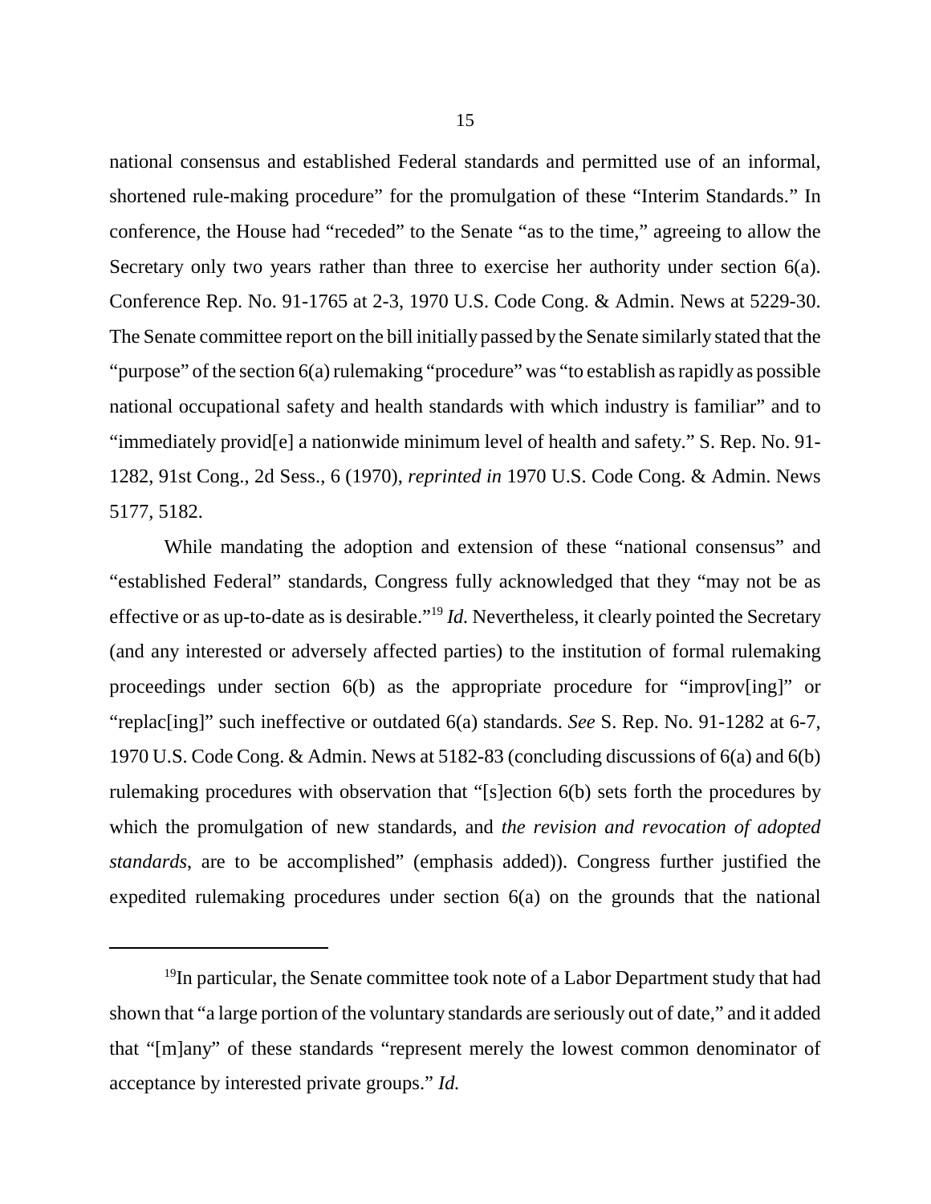national consensus and established Federal standards and permitted use of an informal, shortened rule-making procedure" for the promulgation of these "Interim Standards." In conference, the House had "receded" to the Senate "as to the time," agreeing to allow the Secretary only two years rather than three to exercise her authority under section 6(a). Conference Rep. No. 91-1765 at 2-3, 1970 U.S. Code Cong. & Admin. News at 5229-30. The Senate committee report on the bill initially passed by the Senate similarly stated that the "purpose" of the section 6(a) rulemaking "procedure" was "to establish as rapidly as possible national occupational safety and health standards with which industry is familiar" and to "immediately provid[e] a nationwide minimum level of health and safety." S. Rep. No. 91-1282, 91st Cong., 2d Sess., 6 (1970), *reprinted in* 1970 U.S. Code Cong. & Admin. News 5177, 5182.

While mandating the adoption and extension of these "national consensus" and "established Federal" standards, Congress fully acknowledged that they "may not be as effective or as up-to-date as is desirable."[19] *Id.* Nevertheless, it clearly pointed the Secretary (and any interested or adversely affected parties) to the institution of formal rulemaking proceedings under section 6(b) as the appropriate procedure for "improv[ing]" or "replac[ing]" such ineffective or outdated 6(a) standards. *See* S. Rep. No. 91-1282 at 6-7, 1970 U.S. Code Cong. & Admin. News at 5182-83 (concluding discussions of 6(a) and 6(b) rulemaking procedures with observation that "[s]ection 6(b) sets forth the procedures by which the promulgation of new standards, and *the revision and revocation of adopted standards*, are to be accomplished" (emphasis added)). Congress further justified the expedited rulemaking procedures under section 6(a) on the grounds that the national

---

[19] In particular, the Senate committee took note of a Labor Department study that had shown that "a large portion of the voluntary standards are seriously out of date," and it added that "[m]any" of these standards "represent merely the lowest common denominator of acceptance by interested private groups." *Id.*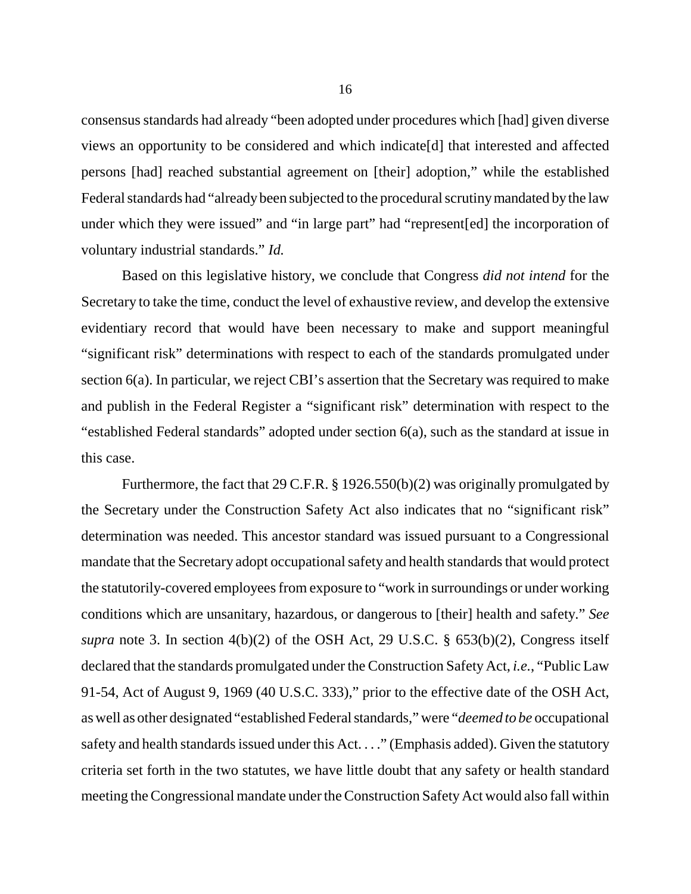consensus standards had already "been adopted under procedures which [had] given diverse views an opportunity to be considered and which indicate[d] that interested and affected persons [had] reached substantial agreement on [their] adoption," while the established Federal standards had "already been subjected to the procedural scrutiny mandated by the law under which they were issued" and "in large part" had "represent[ed] the incorporation of voluntary industrial standards." *Id.*

Based on this legislative history, we conclude that Congress *did not intend* for the Secretary to take the time, conduct the level of exhaustive review, and develop the extensive evidentiary record that would have been necessary to make and support meaningful "significant risk" determinations with respect to each of the standards promulgated under section 6(a). In particular, we reject CBI's assertion that the Secretary was required to make and publish in the Federal Register a "significant risk" determination with respect to the "established Federal standards" adopted under section 6(a), such as the standard at issue in this case.

Furthermore, the fact that 29 C.F.R. § 1926.550(b)(2) was originally promulgated by the Secretary under the Construction Safety Act also indicates that no "significant risk" determination was needed. This ancestor standard was issued pursuant to a Congressional mandate that the Secretary adopt occupational safety and health standards that would protect the statutorily-covered employees from exposure to "work in surroundings or under working conditions which are unsanitary, hazardous, or dangerous to [their] health and safety." *See supra* note 3. In section 4(b)(2) of the OSH Act, 29 U.S.C. § 653(b)(2), Congress itself declared that the standards promulgated under the Construction Safety Act, *i.e.*, "Public Law 91-54, Act of August 9, 1969 (40 U.S.C. 333)," prior to the effective date of the OSH Act, as well as other designated "established Federal standards," were "*deemed to be* occupational safety and health standards issued under this Act. . . ." (Emphasis added). Given the statutory criteria set forth in the two statutes, we have little doubt that any safety or health standard meeting the Congressional mandate under the Construction Safety Act would also fall within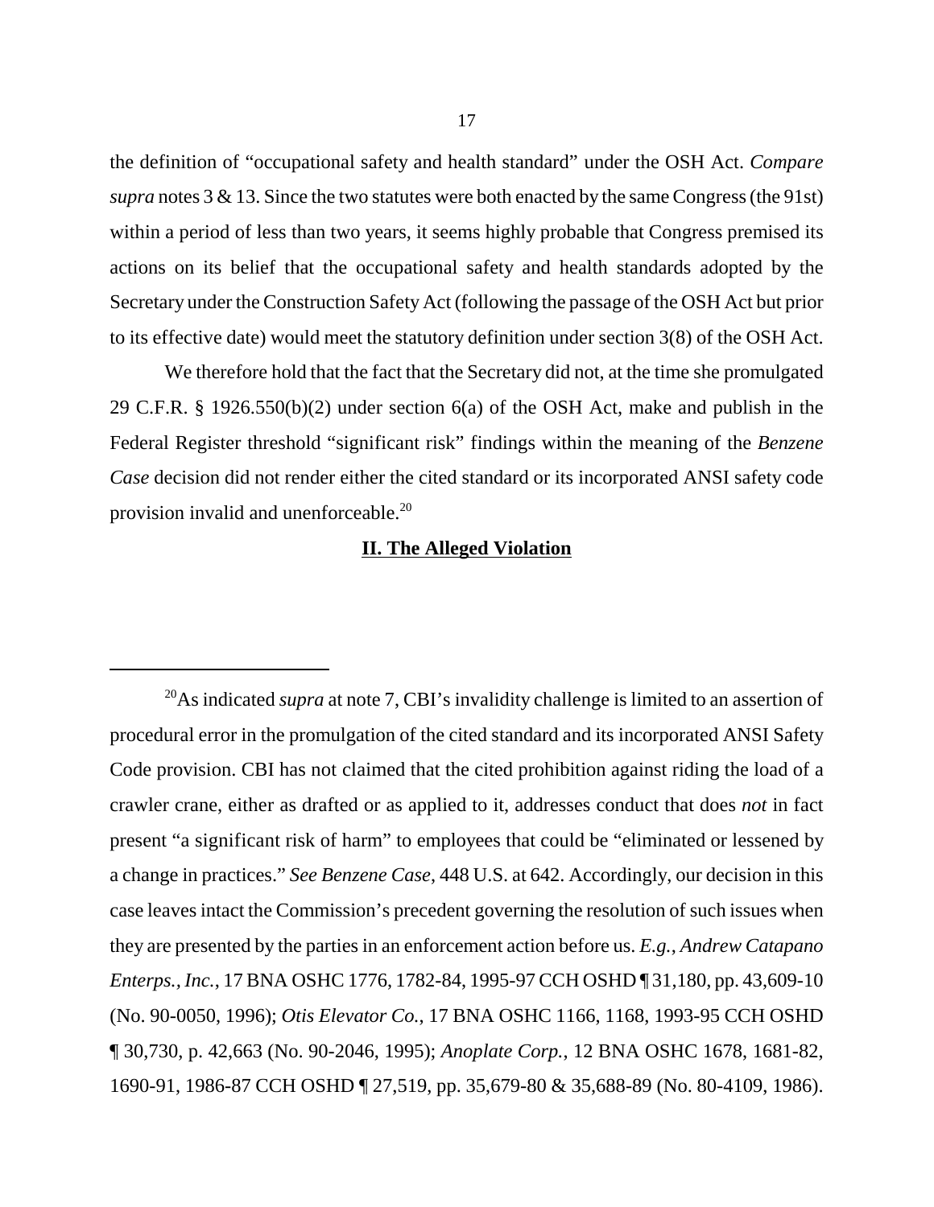the definition of "occupational safety and health standard" under the OSH Act. *Compare supra* notes 3 & 13. Since the two statutes were both enacted by the same Congress (the 91st) within a period of less than two years, it seems highly probable that Congress premised its actions on its belief that the occupational safety and health standards adopted by the Secretary under the Construction Safety Act (following the passage of the OSH Act but prior to its effective date) would meet the statutory definition under section 3(8) of the OSH Act.

We therefore hold that the fact that the Secretary did not, at the time she promulgated 29 C.F.R. § 1926.550(b)(2) under section 6(a) of the OSH Act, make and publish in the Federal Register threshold "significant risk" findings within the meaning of the *Benzene Case* decision did not render either the cited standard or its incorporated ANSI safety code provision invalid and unenforceable.[20]

## **II. The Alleged Violation**

---

[20] As indicated *supra* at note 7, CBI's invalidity challenge is limited to an assertion of procedural error in the promulgation of the cited standard and its incorporated ANSI Safety Code provision. CBI has not claimed that the cited prohibition against riding the load of a crawler crane, either as drafted or as applied to it, addresses conduct that does *not* in fact present "a significant risk of harm" to employees that could be "eliminated or lessened by a change in practices." *See Benzene Case*, 448 U.S. at 642. Accordingly, our decision in this case leaves intact the Commission's precedent governing the resolution of such issues when they are presented by the parties in an enforcement action before us. *E.g.*, *Andrew Catapano Enterps., Inc.*, 17 BNA OSHC 1776, 1782-84, 1995-97 CCH OSHD ¶ 31,180, pp. 43,609-10 (No. 90-0050, 1996); *Otis Elevator Co.*, 17 BNA OSHC 1166, 1168, 1993-95 CCH OSHD ¶ 30,730, p. 42,663 (No. 90-2046, 1995); *Anoplate Corp.*, 12 BNA OSHC 1678, 1681-82, 1690-91, 1986-87 CCH OSHD ¶ 27,519, pp. 35,679-80 & 35,688-89 (No. 80-4109, 1986).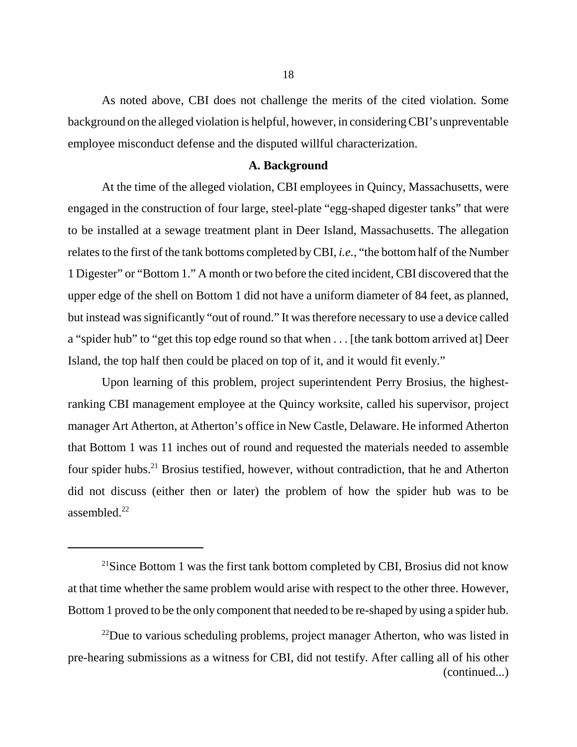As noted above, CBI does not challenge the merits of the cited violation. Some background on the alleged violation is helpful, however, in considering CBI's unpreventable employee misconduct defense and the disputed willful characterization.

### A. Background

At the time of the alleged violation, CBI employees in Quincy, Massachusetts, were engaged in the construction of four large, steel-plate "egg-shaped digester tanks" that were to be installed at a sewage treatment plant in Deer Island, Massachusetts. The allegation relates to the first of the tank bottoms completed by CBI, *i.e.*, "the bottom half of the Number 1 Digester" or "Bottom 1." A month or two before the cited incident, CBI discovered that the upper edge of the shell on Bottom 1 did not have a uniform diameter of 84 feet, as planned, but instead was significantly "out of round." It was therefore necessary to use a device called a "spider hub" to "get this top edge round so that when . . . [the tank bottom arrived at] Deer Island, the top half then could be placed on top of it, and it would fit evenly."

Upon learning of this problem, project superintendent Perry Brosius, the highest-ranking CBI management employee at the Quincy worksite, called his supervisor, project manager Art Atherton, at Atherton's office in New Castle, Delaware. He informed Atherton that Bottom 1 was 11 inches out of round and requested the materials needed to assemble four spider hubs.[21] Brosius testified, however, without contradiction, that he and Atherton did not discuss (either then or later) the problem of how the spider hub was to be assembled.[22]

---

[21]Since Bottom 1 was the first tank bottom completed by CBI, Brosius did not know at that time whether the same problem would arise with respect to the other three. However, Bottom 1 proved to be the only component that needed to be re-shaped by using a spider hub.

[22]Due to various scheduling problems, project manager Atherton, who was listed in pre-hearing submissions as a witness for CBI, did not testify. After calling all of his other (continued...)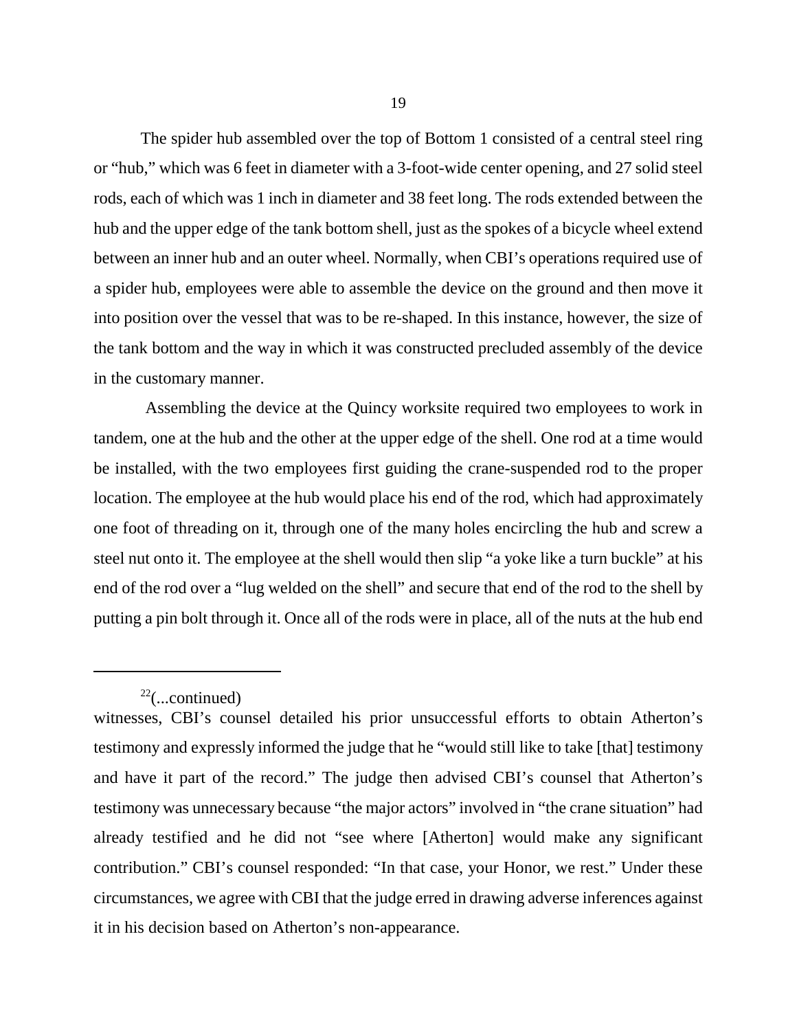The spider hub assembled over the top of Bottom 1 consisted of a central steel ring or "hub," which was 6 feet in diameter with a 3-foot-wide center opening, and 27 solid steel rods, each of which was 1 inch in diameter and 38 feet long. The rods extended between the hub and the upper edge of the tank bottom shell, just as the spokes of a bicycle wheel extend between an inner hub and an outer wheel. Normally, when CBI's operations required use of a spider hub, employees were able to assemble the device on the ground and then move it into position over the vessel that was to be re-shaped. In this instance, however, the size of the tank bottom and the way in which it was constructed precluded assembly of the device in the customary manner.

Assembling the device at the Quincy worksite required two employees to work in tandem, one at the hub and the other at the upper edge of the shell. One rod at a time would be installed, with the two employees first guiding the crane-suspended rod to the proper location. The employee at the hub would place his end of the rod, which had approximately one foot of threading on it, through one of the many holes encircling the hub and screw a steel nut onto it. The employee at the shell would then slip "a yoke like a turn buckle" at his end of the rod over a "lug welded on the shell" and secure that end of the rod to the shell by putting a pin bolt through it. Once all of the rods were in place, all of the nuts at the hub end

---

[22](...continued)
witnesses, CBI's counsel detailed his prior unsuccessful efforts to obtain Atherton's testimony and expressly informed the judge that he "would still like to take [that] testimony and have it part of the record." The judge then advised CBI's counsel that Atherton's testimony was unnecessary because "the major actors" involved in "the crane situation" had already testified and he did not "see where [Atherton] would make any significant contribution." CBI's counsel responded: "In that case, your Honor, we rest." Under these circumstances, we agree with CBI that the judge erred in drawing adverse inferences against it in his decision based on Atherton's non-appearance.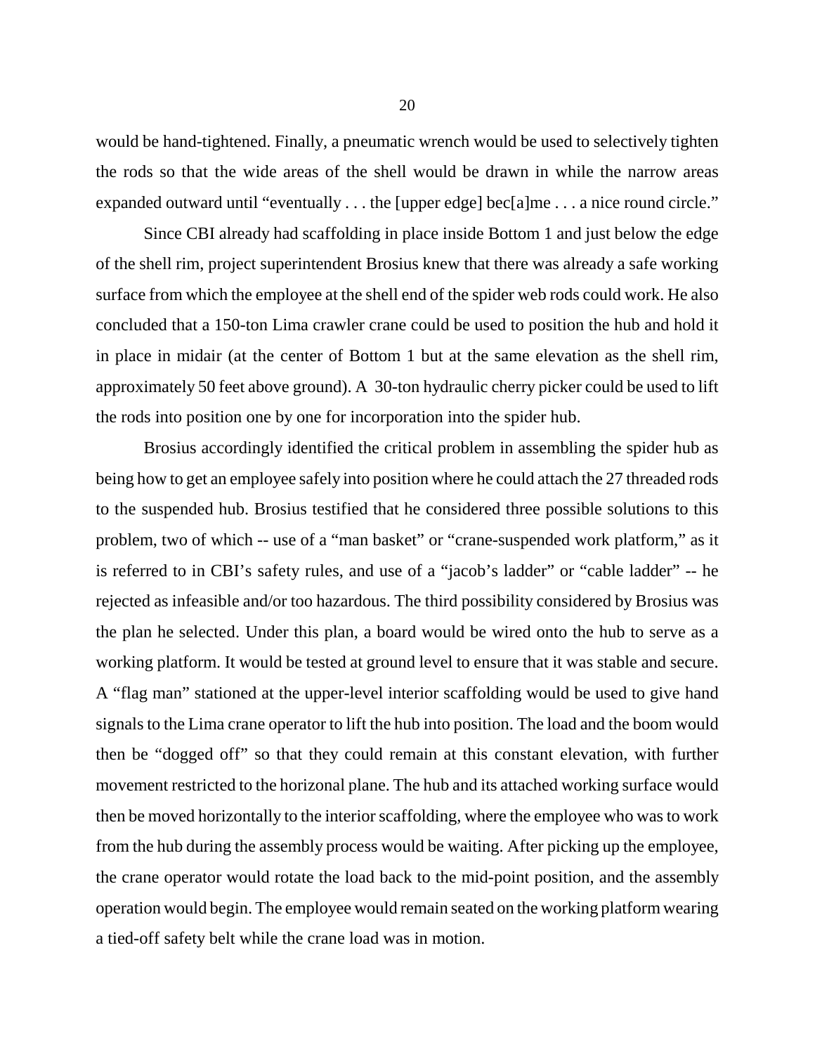would be hand-tightened. Finally, a pneumatic wrench would be used to selectively tighten the rods so that the wide areas of the shell would be drawn in while the narrow areas expanded outward until "eventually . . . the [upper edge] bec[a]me . . . a nice round circle."

Since CBI already had scaffolding in place inside Bottom 1 and just below the edge of the shell rim, project superintendent Brosius knew that there was already a safe working surface from which the employee at the shell end of the spider web rods could work. He also concluded that a 150-ton Lima crawler crane could be used to position the hub and hold it in place in midair (at the center of Bottom 1 but at the same elevation as the shell rim, approximately 50 feet above ground). A 30-ton hydraulic cherry picker could be used to lift the rods into position one by one for incorporation into the spider hub.

Brosius accordingly identified the critical problem in assembling the spider hub as being how to get an employee safely into position where he could attach the 27 threaded rods to the suspended hub. Brosius testified that he considered three possible solutions to this problem, two of which -- use of a "man basket" or "crane-suspended work platform," as it is referred to in CBI's safety rules, and use of a "jacob's ladder" or "cable ladder" -- he rejected as infeasible and/or too hazardous. The third possibility considered by Brosius was the plan he selected. Under this plan, a board would be wired onto the hub to serve as a working platform. It would be tested at ground level to ensure that it was stable and secure. A "flag man" stationed at the upper-level interior scaffolding would be used to give hand signals to the Lima crane operator to lift the hub into position. The load and the boom would then be "dogged off" so that they could remain at this constant elevation, with further movement restricted to the horizonal plane. The hub and its attached working surface would then be moved horizontally to the interior scaffolding, where the employee who was to work from the hub during the assembly process would be waiting. After picking up the employee, the crane operator would rotate the load back to the mid-point position, and the assembly operation would begin. The employee would remain seated on the working platform wearing a tied-off safety belt while the crane load was in motion.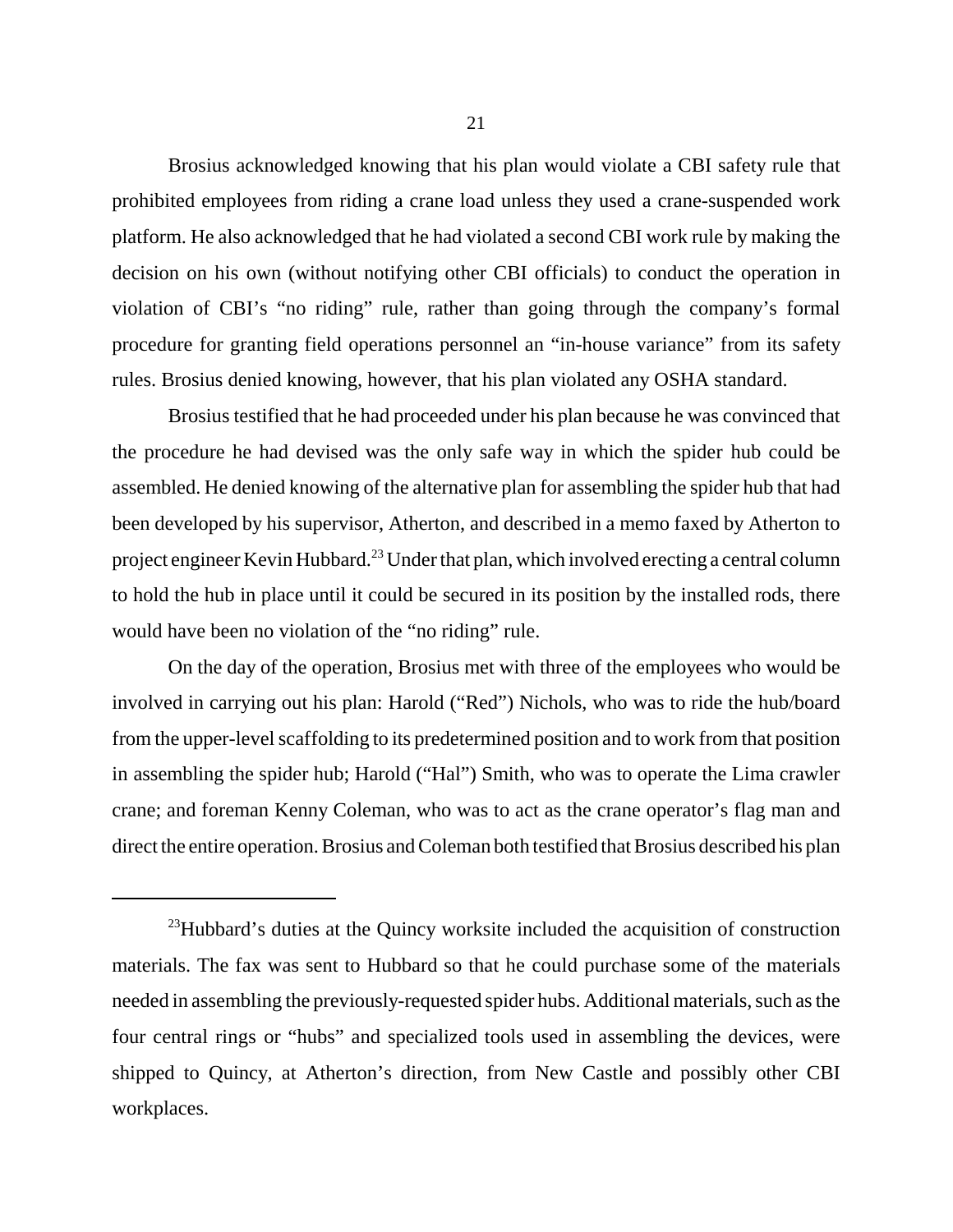Brosius acknowledged knowing that his plan would violate a CBI safety rule that prohibited employees from riding a crane load unless they used a crane-suspended work platform. He also acknowledged that he had violated a second CBI work rule by making the decision on his own (without notifying other CBI officials) to conduct the operation in violation of CBI's "no riding" rule, rather than going through the company's formal procedure for granting field operations personnel an "in-house variance" from its safety rules. Brosius denied knowing, however, that his plan violated any OSHA standard.

Brosius testified that he had proceeded under his plan because he was convinced that the procedure he had devised was the only safe way in which the spider hub could be assembled. He denied knowing of the alternative plan for assembling the spider hub that had been developed by his supervisor, Atherton, and described in a memo faxed by Atherton to project engineer Kevin Hubbard.[23] Under that plan, which involved erecting a central column to hold the hub in place until it could be secured in its position by the installed rods, there would have been no violation of the "no riding" rule.

On the day of the operation, Brosius met with three of the employees who would be involved in carrying out his plan: Harold ("Red") Nichols, who was to ride the hub/board from the upper-level scaffolding to its predetermined position and to work from that position in assembling the spider hub; Harold ("Hal") Smith, who was to operate the Lima crawler crane; and foreman Kenny Coleman, who was to act as the crane operator's flag man and direct the entire operation. Brosius and Coleman both testified that Brosius described his plan

---

[23] Hubbard's duties at the Quincy worksite included the acquisition of construction materials. The fax was sent to Hubbard so that he could purchase some of the materials needed in assembling the previously-requested spider hubs. Additional materials, such as the four central rings or "hubs" and specialized tools used in assembling the devices, were shipped to Quincy, at Atherton's direction, from New Castle and possibly other CBI workplaces.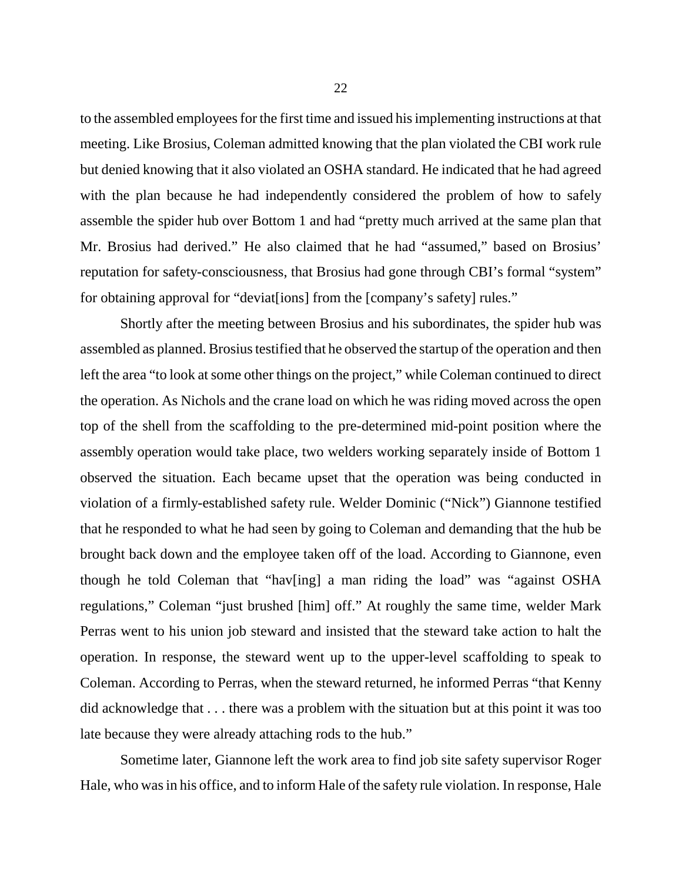to the assembled employees for the first time and issued his implementing instructions at that meeting. Like Brosius, Coleman admitted knowing that the plan violated the CBI work rule but denied knowing that it also violated an OSHA standard. He indicated that he had agreed with the plan because he had independently considered the problem of how to safely assemble the spider hub over Bottom 1 and had "pretty much arrived at the same plan that Mr. Brosius had derived." He also claimed that he had "assumed," based on Brosius' reputation for safety-consciousness, that Brosius had gone through CBI's formal "system" for obtaining approval for "deviat[ions] from the [company's safety] rules."

Shortly after the meeting between Brosius and his subordinates, the spider hub was assembled as planned. Brosius testified that he observed the startup of the operation and then left the area "to look at some other things on the project," while Coleman continued to direct the operation. As Nichols and the crane load on which he was riding moved across the open top of the shell from the scaffolding to the pre-determined mid-point position where the assembly operation would take place, two welders working separately inside of Bottom 1 observed the situation. Each became upset that the operation was being conducted in violation of a firmly-established safety rule. Welder Dominic ("Nick") Giannone testified that he responded to what he had seen by going to Coleman and demanding that the hub be brought back down and the employee taken off of the load. According to Giannone, even though he told Coleman that "hav[ing] a man riding the load" was "against OSHA regulations," Coleman "just brushed [him] off." At roughly the same time, welder Mark Perras went to his union job steward and insisted that the steward take action to halt the operation. In response, the steward went up to the upper-level scaffolding to speak to Coleman. According to Perras, when the steward returned, he informed Perras "that Kenny did acknowledge that . . . there was a problem with the situation but at this point it was too late because they were already attaching rods to the hub."

Sometime later, Giannone left the work area to find job site safety supervisor Roger Hale, who was in his office, and to inform Hale of the safety rule violation. In response, Hale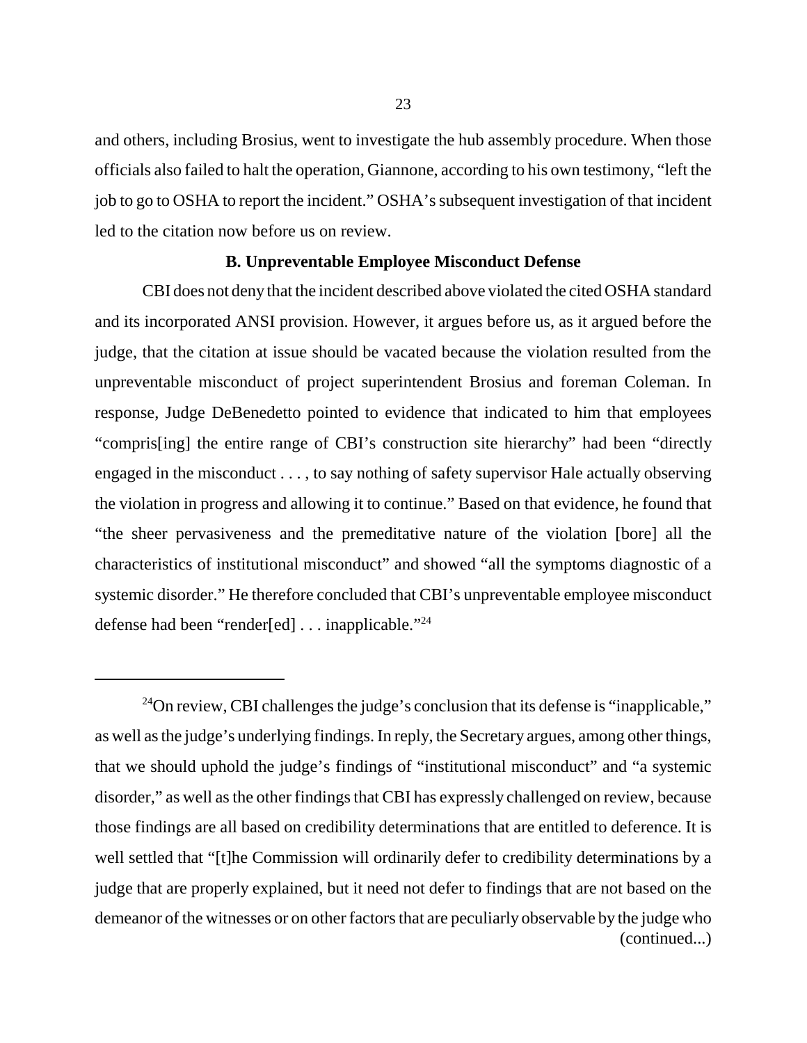and others, including Brosius, went to investigate the hub assembly procedure. When those officials also failed to halt the operation, Giannone, according to his own testimony, "left the job to go to OSHA to report the incident." OSHA's subsequent investigation of that incident led to the citation now before us on review.

### B. Unpreventable Employee Misconduct Defense

CBI does not deny that the incident described above violated the cited OSHA standard and its incorporated ANSI provision. However, it argues before us, as it argued before the judge, that the citation at issue should be vacated because the violation resulted from the unpreventable misconduct of project superintendent Brosius and foreman Coleman. In response, Judge DeBenedetto pointed to evidence that indicated to him that employees "compris[ing] the entire range of CBI's construction site hierarchy" had been "directly engaged in the misconduct . . . , to say nothing of safety supervisor Hale actually observing the violation in progress and allowing it to continue." Based on that evidence, he found that "the sheer pervasiveness and the premeditative nature of the violation [bore] all the characteristics of institutional misconduct" and showed "all the symptoms diagnostic of a systemic disorder." He therefore concluded that CBI's unpreventable employee misconduct defense had been "render[ed] . . . inapplicable."[24]

---

[24]On review, CBI challenges the judge's conclusion that its defense is "inapplicable," as well as the judge's underlying findings. In reply, the Secretary argues, among other things, that we should uphold the judge's findings of "institutional misconduct" and "a systemic disorder," as well as the other findings that CBI has expressly challenged on review, because those findings are all based on credibility determinations that are entitled to deference. It is well settled that "[t]he Commission will ordinarily defer to credibility determinations by a judge that are properly explained, but it need not defer to findings that are not based on the demeanor of the witnesses or on other factors that are peculiarly observable by the judge who (continued...)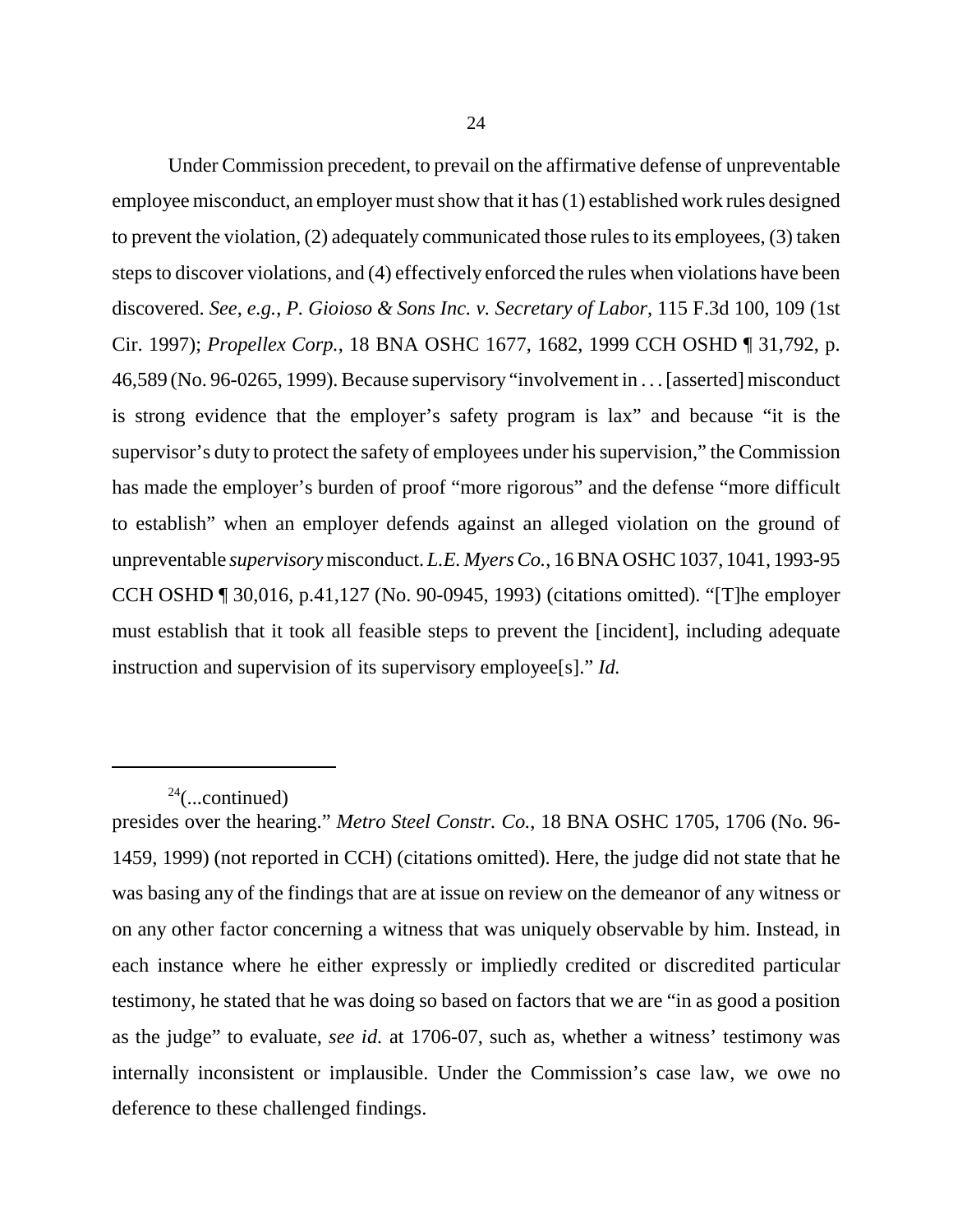Under Commission precedent, to prevail on the affirmative defense of unpreventable employee misconduct, an employer must show that it has (1) established work rules designed to prevent the violation, (2) adequately communicated those rules to its employees, (3) taken steps to discover violations, and (4) effectively enforced the rules when violations have been discovered. *See, e.g.*, *P. Gioioso & Sons Inc. v. Secretary of Labor*, 115 F.3d 100, 109 (1st Cir. 1997); *Propellex Corp.*, 18 BNA OSHC 1677, 1682, 1999 CCH OSHD ¶ 31,792, p. 46,589 (No. 96-0265, 1999). Because supervisory "involvement in . . . [asserted] misconduct is strong evidence that the employer's safety program is lax" and because "it is the supervisor's duty to protect the safety of employees under his supervision," the Commission has made the employer's burden of proof "more rigorous" and the defense "more difficult to establish" when an employer defends against an alleged violation on the ground of unpreventable *supervisory* misconduct. *L.E. Myers Co.*, 16 BNA OSHC 1037, 1041, 1993-95 CCH OSHD ¶ 30,016, p.41,127 (No. 90-0945, 1993) (citations omitted). "[T]he employer must establish that it took all feasible steps to prevent the [incident], including adequate instruction and supervision of its supervisory employee[s]." *Id.*

---

[24](...continued)
presides over the hearing." *Metro Steel Constr. Co.*, 18 BNA OSHC 1705, 1706 (No. 96-1459, 1999) (not reported in CCH) (citations omitted). Here, the judge did not state that he was basing any of the findings that are at issue on review on the demeanor of any witness or on any other factor concerning a witness that was uniquely observable by him. Instead, in each instance where he either expressly or impliedly credited or discredited particular testimony, he stated that he was doing so based on factors that we are "in as good a position as the judge" to evaluate, *see id.* at 1706-07, such as, whether a witness' testimony was internally inconsistent or implausible. Under the Commission's case law, we owe no deference to these challenged findings.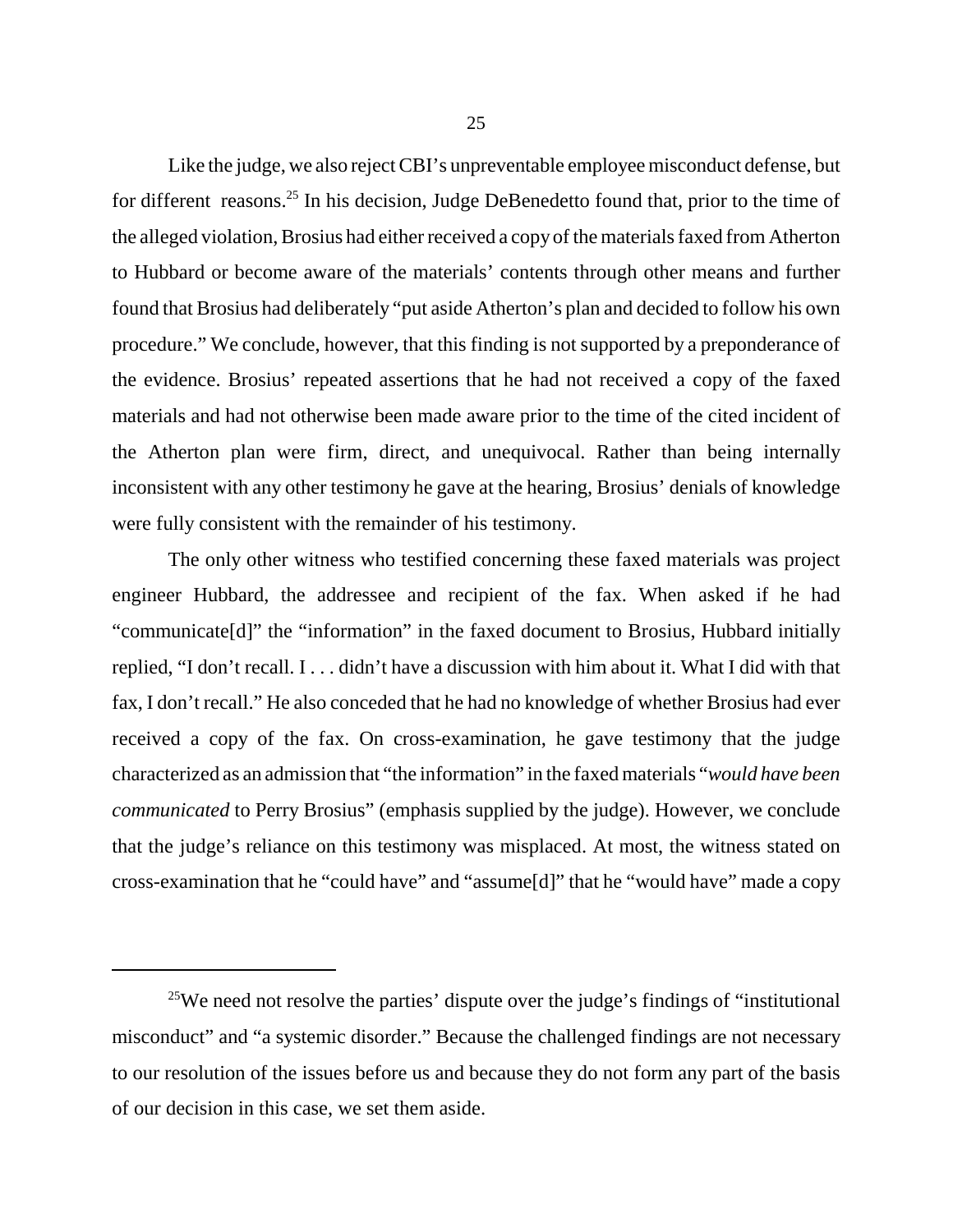Like the judge, we also reject CBI's unpreventable employee misconduct defense, but for different reasons.[25] In his decision, Judge DeBenedetto found that, prior to the time of the alleged violation, Brosius had either received a copy of the materials faxed from Atherton to Hubbard or become aware of the materials' contents through other means and further found that Brosius had deliberately "put aside Atherton's plan and decided to follow his own procedure." We conclude, however, that this finding is not supported by a preponderance of the evidence. Brosius' repeated assertions that he had not received a copy of the faxed materials and had not otherwise been made aware prior to the time of the cited incident of the Atherton plan were firm, direct, and unequivocal. Rather than being internally inconsistent with any other testimony he gave at the hearing, Brosius' denials of knowledge were fully consistent with the remainder of his testimony.

The only other witness who testified concerning these faxed materials was project engineer Hubbard, the addressee and recipient of the fax. When asked if he had "communicate[d]" the "information" in the faxed document to Brosius, Hubbard initially replied, "I don't recall. I . . . didn't have a discussion with him about it. What I did with that fax, I don't recall." He also conceded that he had no knowledge of whether Brosius had ever received a copy of the fax. On cross-examination, he gave testimony that the judge characterized as an admission that "the information" in the faxed materials "*would have been communicated* to Perry Brosius" (emphasis supplied by the judge). However, we conclude that the judge's reliance on this testimony was misplaced. At most, the witness stated on cross-examination that he "could have" and "assume[d]" that he "would have" made a copy

[25]We need not resolve the parties' dispute over the judge's findings of "institutional misconduct" and "a systemic disorder." Because the challenged findings are not necessary to our resolution of the issues before us and because they do not form any part of the basis of our decision in this case, we set them aside.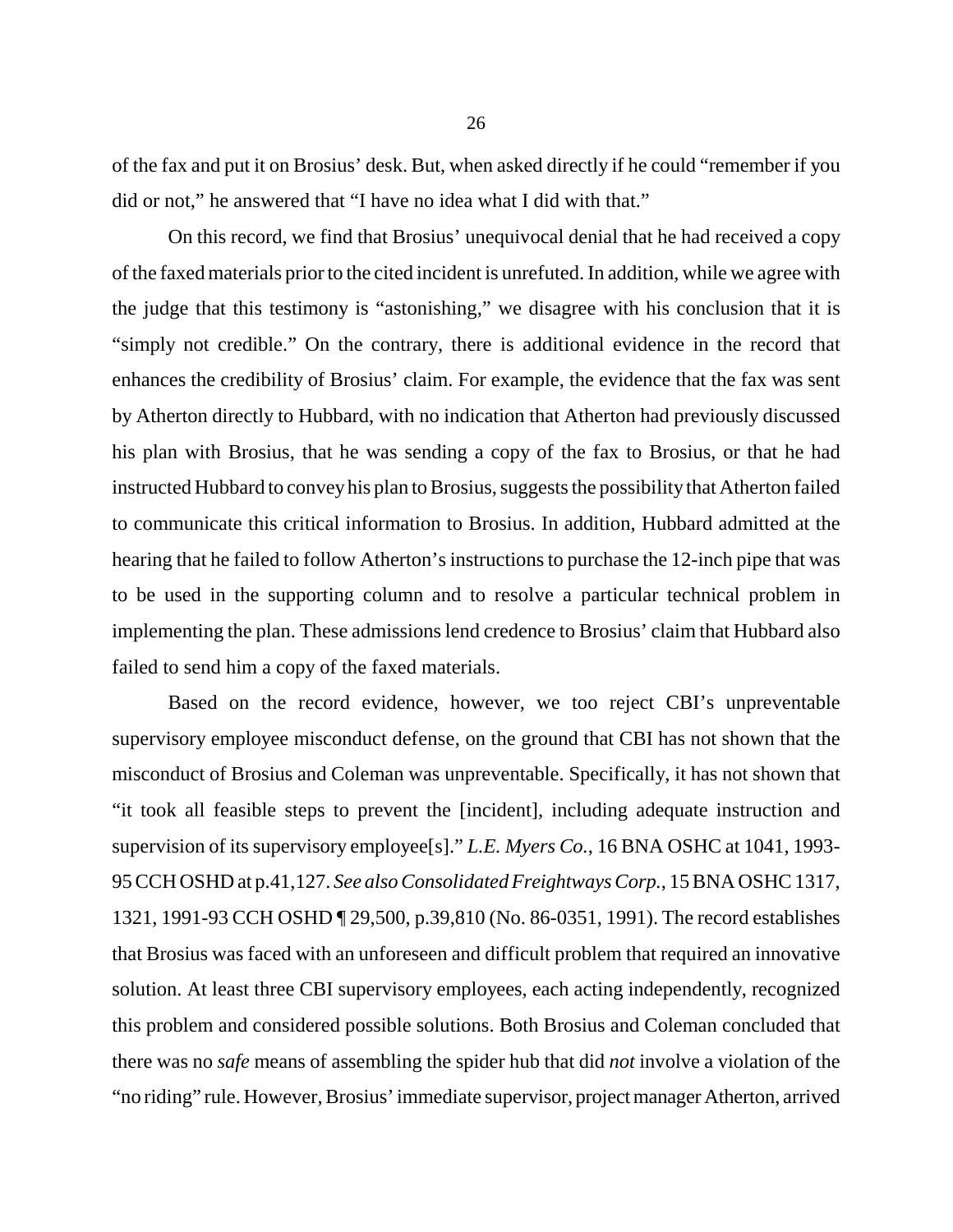of the fax and put it on Brosius' desk. But, when asked directly if he could "remember if you did or not," he answered that "I have no idea what I did with that."

On this record, we find that Brosius' unequivocal denial that he had received a copy of the faxed materials prior to the cited incident is unrefuted. In addition, while we agree with the judge that this testimony is "astonishing," we disagree with his conclusion that it is "simply not credible." On the contrary, there is additional evidence in the record that enhances the credibility of Brosius' claim. For example, the evidence that the fax was sent by Atherton directly to Hubbard, with no indication that Atherton had previously discussed his plan with Brosius, that he was sending a copy of the fax to Brosius, or that he had instructed Hubbard to convey his plan to Brosius, suggests the possibility that Atherton failed to communicate this critical information to Brosius. In addition, Hubbard admitted at the hearing that he failed to follow Atherton's instructions to purchase the 12-inch pipe that was to be used in the supporting column and to resolve a particular technical problem in implementing the plan. These admissions lend credence to Brosius' claim that Hubbard also failed to send him a copy of the faxed materials.

Based on the record evidence, however, we too reject CBI's unpreventable supervisory employee misconduct defense, on the ground that CBI has not shown that the misconduct of Brosius and Coleman was unpreventable. Specifically, it has not shown that "it took all feasible steps to prevent the [incident], including adequate instruction and supervision of its supervisory employee[s]." *L.E. Myers Co.*, 16 BNA OSHC at 1041, 1993-95 CCH OSHD at p.41,127. *See also Consolidated Freightways Corp.*, 15 BNA OSHC 1317, 1321, 1991-93 CCH OSHD ¶ 29,500, p.39,810 (No. 86-0351, 1991). The record establishes that Brosius was faced with an unforeseen and difficult problem that required an innovative solution. At least three CBI supervisory employees, each acting independently, recognized this problem and considered possible solutions. Both Brosius and Coleman concluded that there was no *safe* means of assembling the spider hub that did *not* involve a violation of the "no riding" rule. However, Brosius' immediate supervisor, project manager Atherton, arrived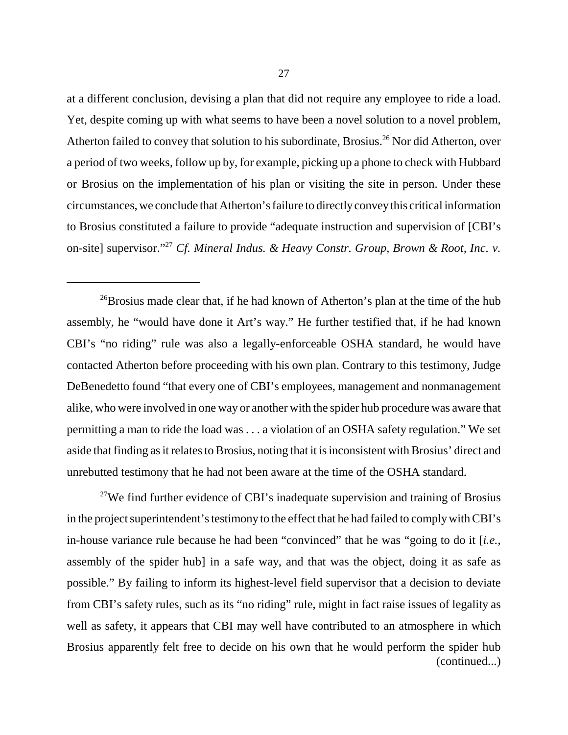at a different conclusion, devising a plan that did not require any employee to ride a load. Yet, despite coming up with what seems to have been a novel solution to a novel problem, Atherton failed to convey that solution to his subordinate, Brosius.[26] Nor did Atherton, over a period of two weeks, follow up by, for example, picking up a phone to check with Hubbard or Brosius on the implementation of his plan or visiting the site in person. Under these circumstances, we conclude that Atherton's failure to directly convey this critical information to Brosius constituted a failure to provide "adequate instruction and supervision of [CBI's on-site] supervisor."[27] *Cf. Mineral Indus. & Heavy Constr. Group, Brown & Root, Inc. v.*

---

[26]Brosius made clear that, if he had known of Atherton's plan at the time of the hub assembly, he "would have done it Art's way." He further testified that, if he had known CBI's "no riding" rule was also a legally-enforceable OSHA standard, he would have contacted Atherton before proceeding with his own plan. Contrary to this testimony, Judge DeBenedetto found "that every one of CBI's employees, management and nonmanagement alike, who were involved in one way or another with the spider hub procedure was aware that permitting a man to ride the load was . . . a violation of an OSHA safety regulation." We set aside that finding as it relates to Brosius, noting that it is inconsistent with Brosius' direct and unrebutted testimony that he had not been aware at the time of the OSHA standard.

[27]We find further evidence of CBI's inadequate supervision and training of Brosius in the project superintendent's testimony to the effect that he had failed to comply with CBI's in-house variance rule because he had been "convinced" that he was "going to do it [*i.e.*, assembly of the spider hub] in a safe way, and that was the object, doing it as safe as possible." By failing to inform its highest-level field supervisor that a decision to deviate from CBI's safety rules, such as its "no riding" rule, might in fact raise issues of legality as well as safety, it appears that CBI may well have contributed to an atmosphere in which Brosius apparently felt free to decide on his own that he would perform the spider hub (continued...)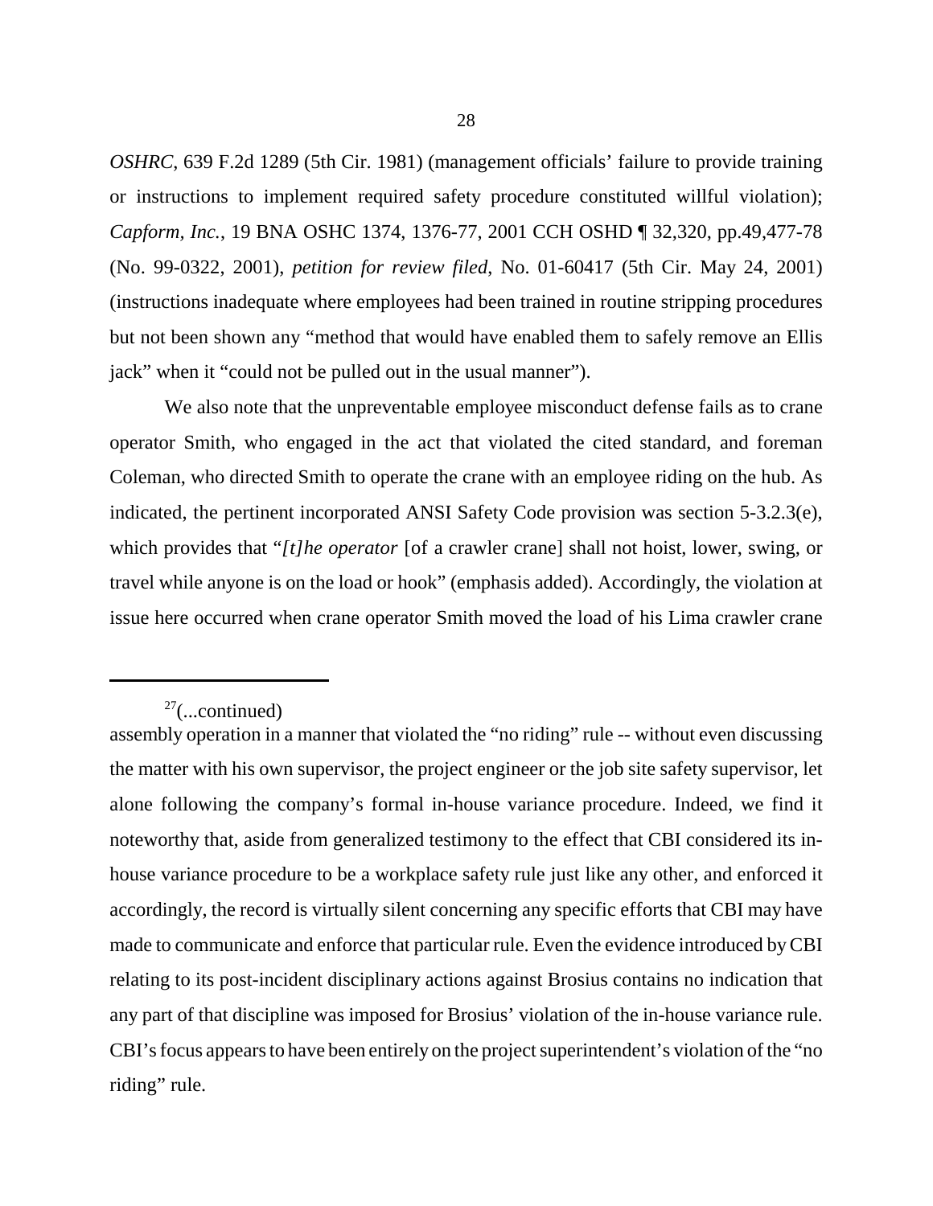*OSHRC*, 639 F.2d 1289 (5th Cir. 1981) (management officials' failure to provide training or instructions to implement required safety procedure constituted willful violation); *Capform, Inc.*, 19 BNA OSHC 1374, 1376-77, 2001 CCH OSHD ¶ 32,320, pp.49,477-78 (No. 99-0322, 2001), *petition for review filed*, No. 01-60417 (5th Cir. May 24, 2001) (instructions inadequate where employees had been trained in routine stripping procedures but not been shown any "method that would have enabled them to safely remove an Ellis jack" when it "could not be pulled out in the usual manner").

We also note that the unpreventable employee misconduct defense fails as to crane operator Smith, who engaged in the act that violated the cited standard, and foreman Coleman, who directed Smith to operate the crane with an employee riding on the hub. As indicated, the pertinent incorporated ANSI Safety Code provision was section 5-3.2.3(e), which provides that "*[t]he operator* [of a crawler crane] shall not hoist, lower, swing, or travel while anyone is on the load or hook" (emphasis added). Accordingly, the violation at issue here occurred when crane operator Smith moved the load of his Lima crawler crane

---

[27](...continued)
assembly operation in a manner that violated the "no riding" rule -- without even discussing the matter with his own supervisor, the project engineer or the job site safety supervisor, let alone following the company's formal in-house variance procedure. Indeed, we find it noteworthy that, aside from generalized testimony to the effect that CBI considered its in-house variance procedure to be a workplace safety rule just like any other, and enforced it accordingly, the record is virtually silent concerning any specific efforts that CBI may have made to communicate and enforce that particular rule. Even the evidence introduced by CBI relating to its post-incident disciplinary actions against Brosius contains no indication that any part of that discipline was imposed for Brosius' violation of the in-house variance rule. CBI's focus appears to have been entirely on the project superintendent's violation of the "no riding" rule.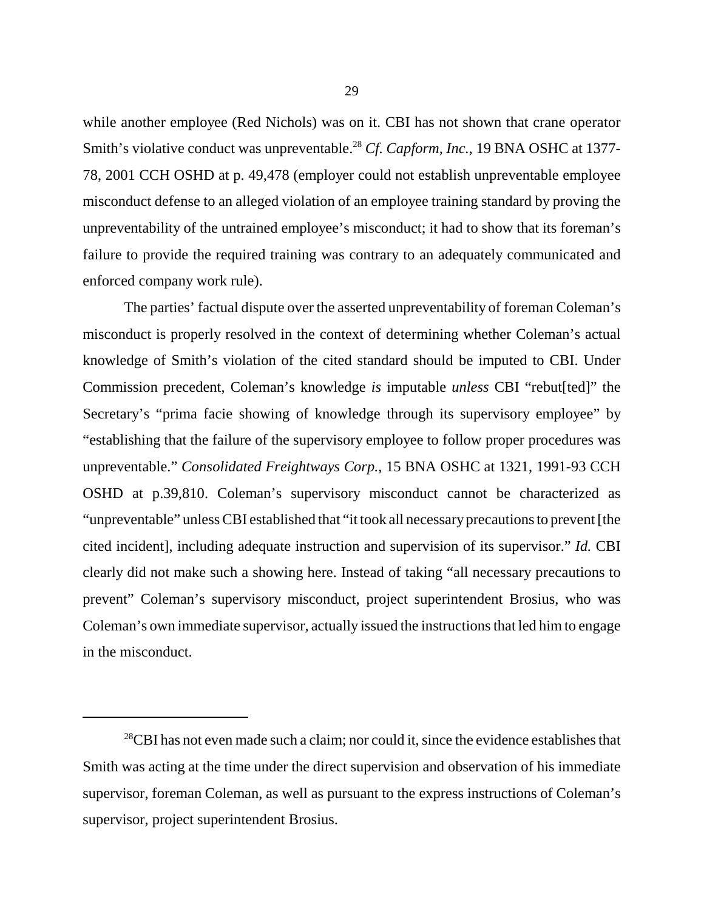while another employee (Red Nichols) was on it. CBI has not shown that crane operator Smith's violative conduct was unpreventable.[28] *Cf. Capform, Inc.*, 19 BNA OSHC at 1377-78, 2001 CCH OSHD at p. 49,478 (employer could not establish unpreventable employee misconduct defense to an alleged violation of an employee training standard by proving the unpreventability of the untrained employee's misconduct; it had to show that its foreman's failure to provide the required training was contrary to an adequately communicated and enforced company work rule).

The parties' factual dispute over the asserted unpreventability of foreman Coleman's misconduct is properly resolved in the context of determining whether Coleman's actual knowledge of Smith's violation of the cited standard should be imputed to CBI. Under Commission precedent, Coleman's knowledge *is* imputable *unless* CBI "rebut[ted]" the Secretary's "prima facie showing of knowledge through its supervisory employee" by "establishing that the failure of the supervisory employee to follow proper procedures was unpreventable." *Consolidated Freightways Corp.*, 15 BNA OSHC at 1321, 1991-93 CCH OSHD at p.39,810. Coleman's supervisory misconduct cannot be characterized as "unpreventable" unless CBI established that "it took all necessary precautions to prevent [the cited incident], including adequate instruction and supervision of its supervisor." *Id.* CBI clearly did not make such a showing here. Instead of taking "all necessary precautions to prevent" Coleman's supervisory misconduct, project superintendent Brosius, who was Coleman's own immediate supervisor, actually issued the instructions that led him to engage in the misconduct.

---

[28] CBI has not even made such a claim; nor could it, since the evidence establishes that Smith was acting at the time under the direct supervision and observation of his immediate supervisor, foreman Coleman, as well as pursuant to the express instructions of Coleman's supervisor, project superintendent Brosius.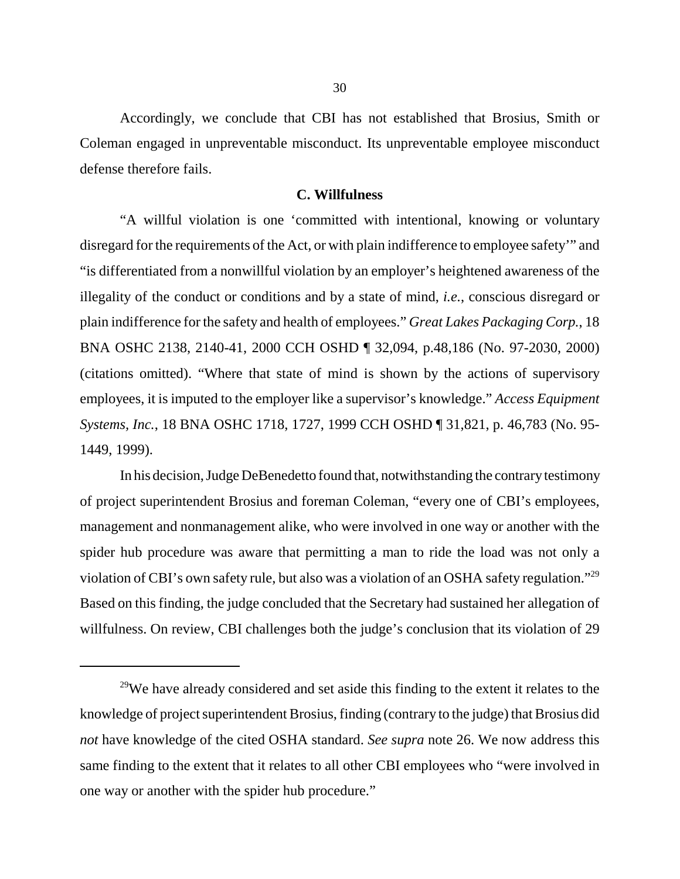Accordingly, we conclude that CBI has not established that Brosius, Smith or Coleman engaged in unpreventable misconduct. Its unpreventable employee misconduct defense therefore fails.

### C. Willfulness

"A willful violation is one 'committed with intentional, knowing or voluntary disregard for the requirements of the Act, or with plain indifference to employee safety'" and "is differentiated from a nonwillful violation by an employer's heightened awareness of the illegality of the conduct or conditions and by a state of mind, *i.e.*, conscious disregard or plain indifference for the safety and health of employees." *Great Lakes Packaging Corp.*, 18 BNA OSHC 2138, 2140-41, 2000 CCH OSHD ¶ 32,094, p.48,186 (No. 97-2030, 2000) (citations omitted). "Where that state of mind is shown by the actions of supervisory employees, it is imputed to the employer like a supervisor's knowledge." *Access Equipment Systems, Inc.*, 18 BNA OSHC 1718, 1727, 1999 CCH OSHD ¶ 31,821, p. 46,783 (No. 95-1449, 1999).

In his decision, Judge DeBenedetto found that, notwithstanding the contrary testimony of project superintendent Brosius and foreman Coleman, "every one of CBI's employees, management and nonmanagement alike, who were involved in one way or another with the spider hub procedure was aware that permitting a man to ride the load was not only a violation of CBI's own safety rule, but also was a violation of an OSHA safety regulation."[29] Based on this finding, the judge concluded that the Secretary had sustained her allegation of willfulness. On review, CBI challenges both the judge's conclusion that its violation of 29

---

[29]We have already considered and set aside this finding to the extent it relates to the knowledge of project superintendent Brosius, finding (contrary to the judge) that Brosius did *not* have knowledge of the cited OSHA standard. *See supra* note 26. We now address this same finding to the extent that it relates to all other CBI employees who "were involved in one way or another with the spider hub procedure."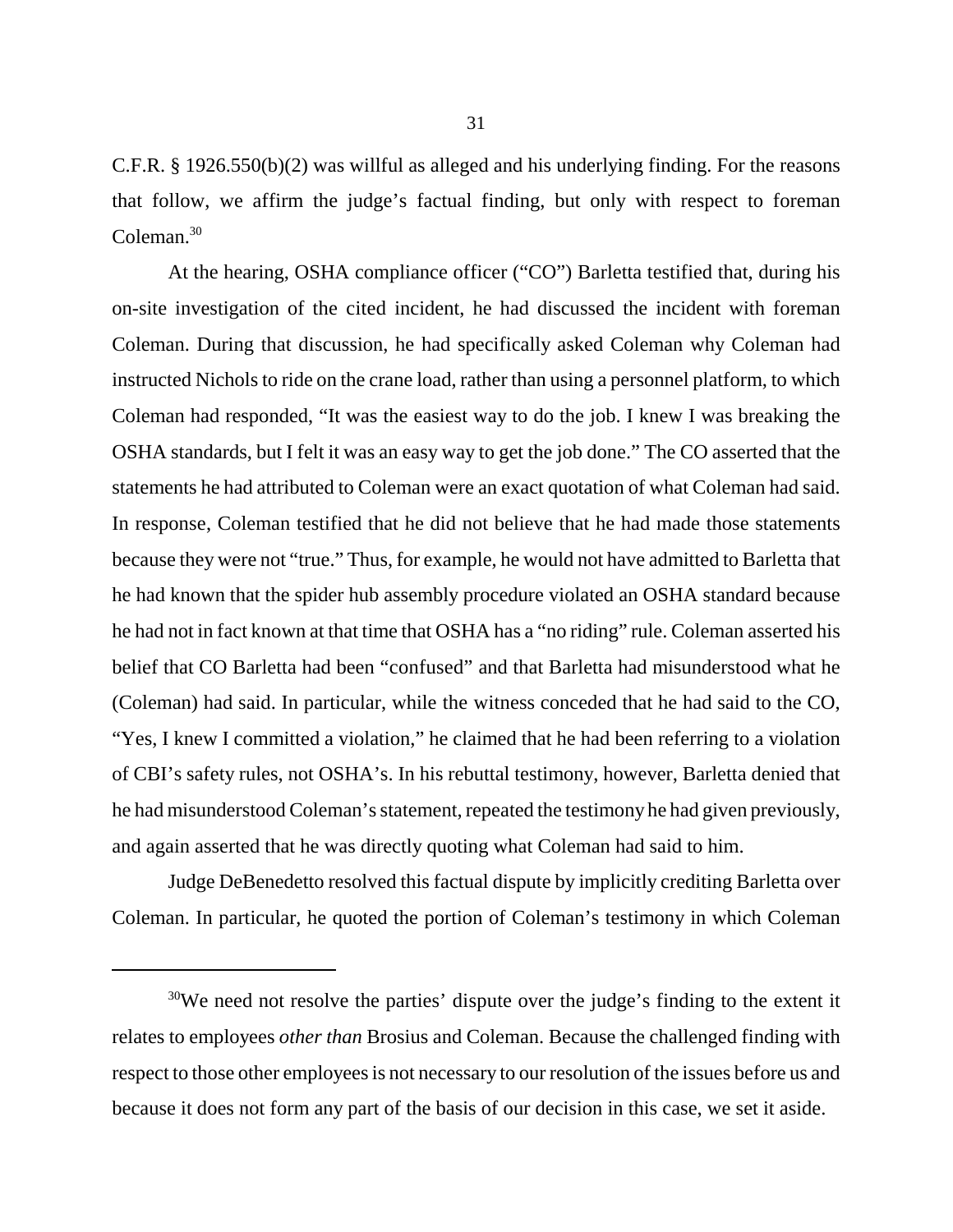C.F.R. § 1926.550(b)(2) was willful as alleged and his underlying finding. For the reasons that follow, we affirm the judge's factual finding, but only with respect to foreman Coleman.[30]

At the hearing, OSHA compliance officer ("CO") Barletta testified that, during his on-site investigation of the cited incident, he had discussed the incident with foreman Coleman. During that discussion, he had specifically asked Coleman why Coleman had instructed Nichols to ride on the crane load, rather than using a personnel platform, to which Coleman had responded, "It was the easiest way to do the job. I knew I was breaking the OSHA standards, but I felt it was an easy way to get the job done." The CO asserted that the statements he had attributed to Coleman were an exact quotation of what Coleman had said. In response, Coleman testified that he did not believe that he had made those statements because they were not "true." Thus, for example, he would not have admitted to Barletta that he had known that the spider hub assembly procedure violated an OSHA standard because he had not in fact known at that time that OSHA has a "no riding" rule. Coleman asserted his belief that CO Barletta had been "confused" and that Barletta had misunderstood what he (Coleman) had said. In particular, while the witness conceded that he had said to the CO, "Yes, I knew I committed a violation," he claimed that he had been referring to a violation of CBI's safety rules, not OSHA's. In his rebuttal testimony, however, Barletta denied that he had misunderstood Coleman's statement, repeated the testimony he had given previously, and again asserted that he was directly quoting what Coleman had said to him.

Judge DeBenedetto resolved this factual dispute by implicitly crediting Barletta over Coleman. In particular, he quoted the portion of Coleman's testimony in which Coleman

---

[30]We need not resolve the parties' dispute over the judge's finding to the extent it relates to employees *other than* Brosius and Coleman. Because the challenged finding with respect to those other employees is not necessary to our resolution of the issues before us and because it does not form any part of the basis of our decision in this case, we set it aside.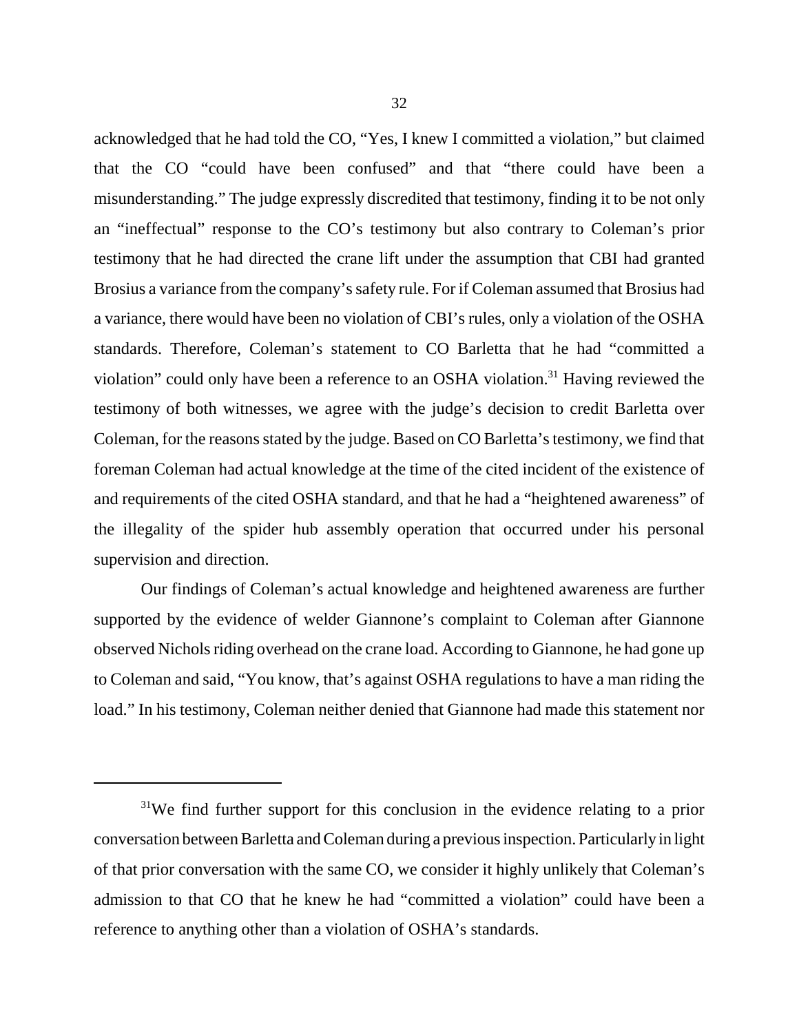acknowledged that he had told the CO, "Yes, I knew I committed a violation," but claimed that the CO "could have been confused" and that "there could have been a misunderstanding." The judge expressly discredited that testimony, finding it to be not only an "ineffectual" response to the CO's testimony but also contrary to Coleman's prior testimony that he had directed the crane lift under the assumption that CBI had granted Brosius a variance from the company's safety rule. For if Coleman assumed that Brosius had a variance, there would have been no violation of CBI's rules, only a violation of the OSHA standards. Therefore, Coleman's statement to CO Barletta that he had "committed a violation" could only have been a reference to an OSHA violation.[31] Having reviewed the testimony of both witnesses, we agree with the judge's decision to credit Barletta over Coleman, for the reasons stated by the judge. Based on CO Barletta's testimony, we find that foreman Coleman had actual knowledge at the time of the cited incident of the existence of and requirements of the cited OSHA standard, and that he had a "heightened awareness" of the illegality of the spider hub assembly operation that occurred under his personal supervision and direction.

Our findings of Coleman's actual knowledge and heightened awareness are further supported by the evidence of welder Giannone's complaint to Coleman after Giannone observed Nichols riding overhead on the crane load. According to Giannone, he had gone up to Coleman and said, "You know, that's against OSHA regulations to have a man riding the load." In his testimony, Coleman neither denied that Giannone had made this statement nor

---

[31]We find further support for this conclusion in the evidence relating to a prior conversation between Barletta and Coleman during a previous inspection. Particularly in light of that prior conversation with the same CO, we consider it highly unlikely that Coleman's admission to that CO that he knew he had "committed a violation" could have been a reference to anything other than a violation of OSHA's standards.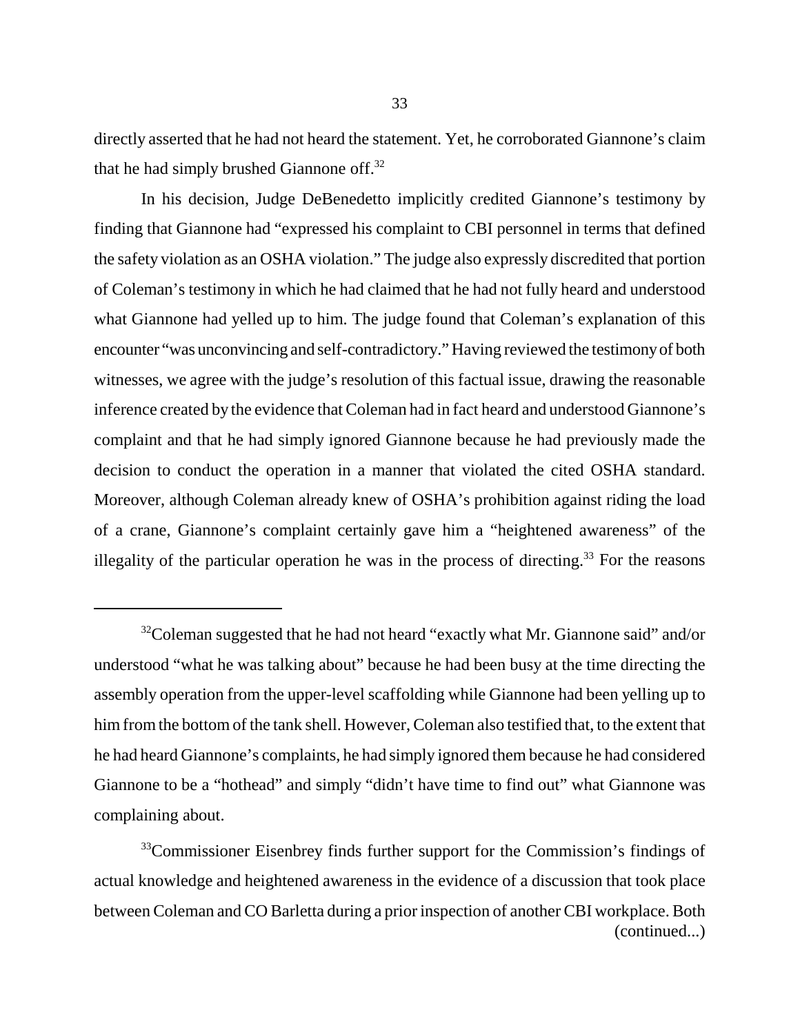directly asserted that he had not heard the statement. Yet, he corroborated Giannone's claim that he had simply brushed Giannone off.[32]

In his decision, Judge DeBenedetto implicitly credited Giannone's testimony by finding that Giannone had "expressed his complaint to CBI personnel in terms that defined the safety violation as an OSHA violation." The judge also expressly discredited that portion of Coleman's testimony in which he had claimed that he had not fully heard and understood what Giannone had yelled up to him. The judge found that Coleman's explanation of this encounter "was unconvincing and self-contradictory." Having reviewed the testimony of both witnesses, we agree with the judge's resolution of this factual issue, drawing the reasonable inference created by the evidence that Coleman had in fact heard and understood Giannone's complaint and that he had simply ignored Giannone because he had previously made the decision to conduct the operation in a manner that violated the cited OSHA standard. Moreover, although Coleman already knew of OSHA's prohibition against riding the load of a crane, Giannone's complaint certainly gave him a "heightened awareness" of the illegality of the particular operation he was in the process of directing.[33] For the reasons

---

[32]Coleman suggested that he had not heard "exactly what Mr. Giannone said" and/or understood "what he was talking about" because he had been busy at the time directing the assembly operation from the upper-level scaffolding while Giannone had been yelling up to him from the bottom of the tank shell. However, Coleman also testified that, to the extent that he had heard Giannone's complaints, he had simply ignored them because he had considered Giannone to be a "hothead" and simply "didn't have time to find out" what Giannone was complaining about.

[33]Commissioner Eisenbrey finds further support for the Commission's findings of actual knowledge and heightened awareness in the evidence of a discussion that took place between Coleman and CO Barletta during a prior inspection of another CBI workplace. Both (continued...)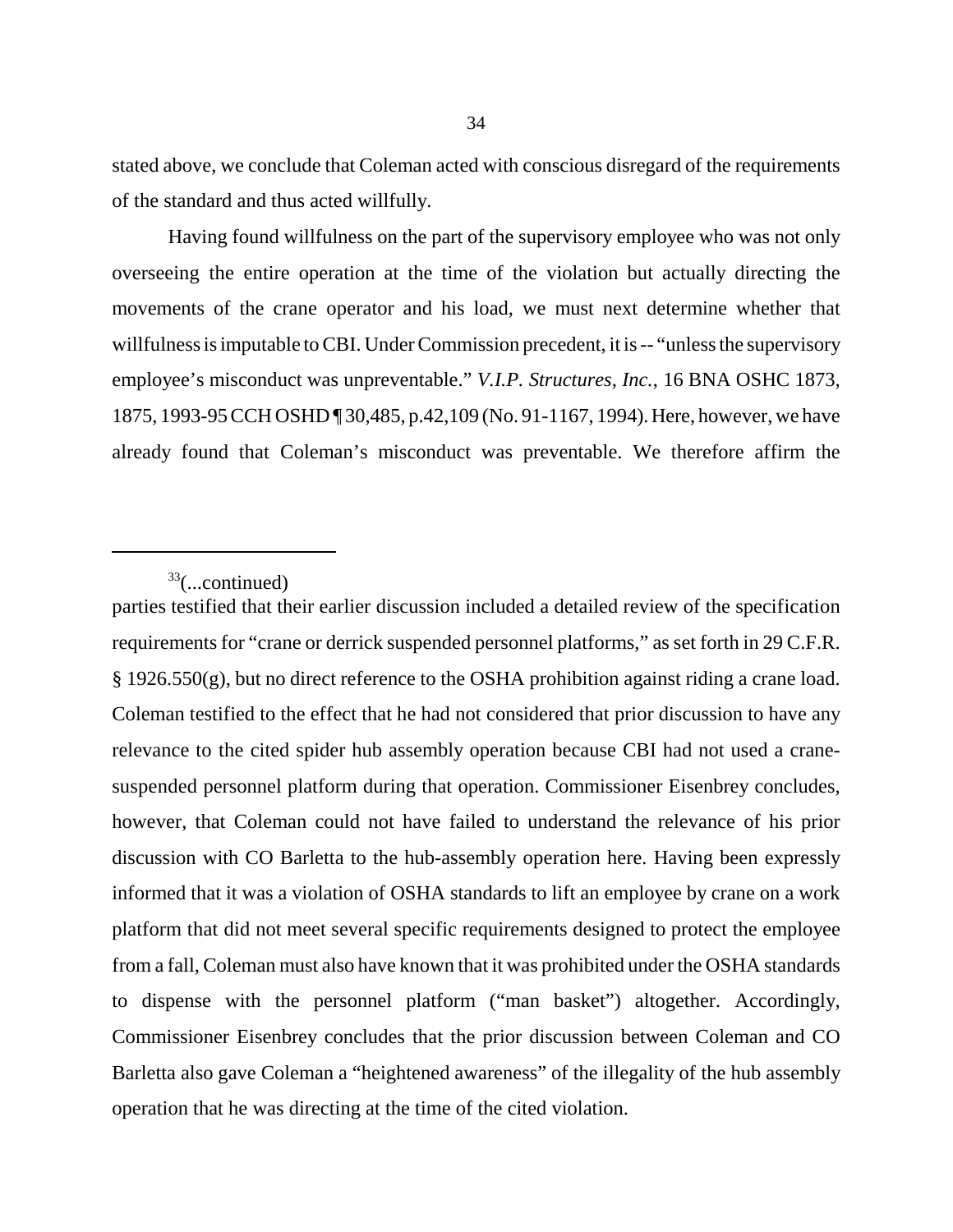stated above, we conclude that Coleman acted with conscious disregard of the requirements of the standard and thus acted willfully.

Having found willfulness on the part of the supervisory employee who was not only overseeing the entire operation at the time of the violation but actually directing the movements of the crane operator and his load, we must next determine whether that willfulness is imputable to CBI. Under Commission precedent, it is -- "unless the supervisory employee's misconduct was unpreventable." *V.I.P. Structures, Inc.*, 16 BNA OSHC 1873, 1875, 1993-95 CCH OSHD ¶ 30,485, p.42,109 (No. 91-1167, 1994). Here, however, we have already found that Coleman's misconduct was preventable. We therefore affirm the

---

[33](...continued)

parties testified that their earlier discussion included a detailed review of the specification requirements for "crane or derrick suspended personnel platforms," as set forth in 29 C.F.R. § 1926.550(g), but no direct reference to the OSHA prohibition against riding a crane load. Coleman testified to the effect that he had not considered that prior discussion to have any relevance to the cited spider hub assembly operation because CBI had not used a crane-suspended personnel platform during that operation. Commissioner Eisenbrey concludes, however, that Coleman could not have failed to understand the relevance of his prior discussion with CO Barletta to the hub-assembly operation here. Having been expressly informed that it was a violation of OSHA standards to lift an employee by crane on a work platform that did not meet several specific requirements designed to protect the employee from a fall, Coleman must also have known that it was prohibited under the OSHA standards to dispense with the personnel platform ("man basket") altogether. Accordingly, Commissioner Eisenbrey concludes that the prior discussion between Coleman and CO Barletta also gave Coleman a "heightened awareness" of the illegality of the hub assembly operation that he was directing at the time of the cited violation.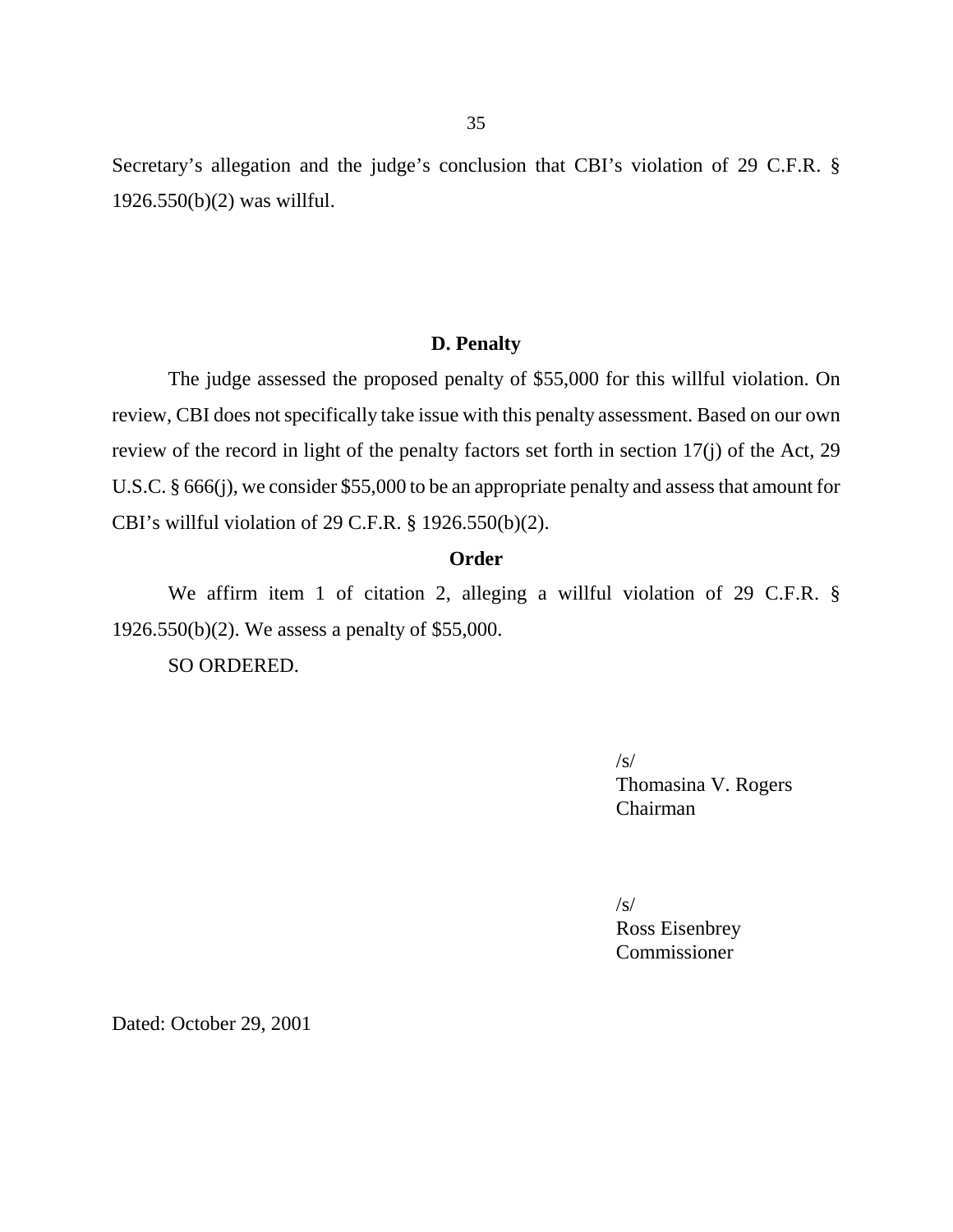Secretary's allegation and the judge's conclusion that CBI's violation of 29 C.F.R. § 1926.550(b)(2) was willful.

### D. Penalty

The judge assessed the proposed penalty of $55,000 for this willful violation. On review, CBI does not specifically take issue with this penalty assessment. Based on our own review of the record in light of the penalty factors set forth in section 17(j) of the Act, 29 U.S.C. § 666(j), we consider $55,000 to be an appropriate penalty and assess that amount for CBI's willful violation of 29 C.F.R. § 1926.550(b)(2).

### Order

We affirm item 1 of citation 2, alleging a willful violation of 29 C.F.R. § 1926.550(b)(2). We assess a penalty of $55,000.

SO ORDERED.

/s/
Thomasina V. Rogers
Chairman

/s/
Ross Eisenbrey
Commissioner

Dated: October 29, 2001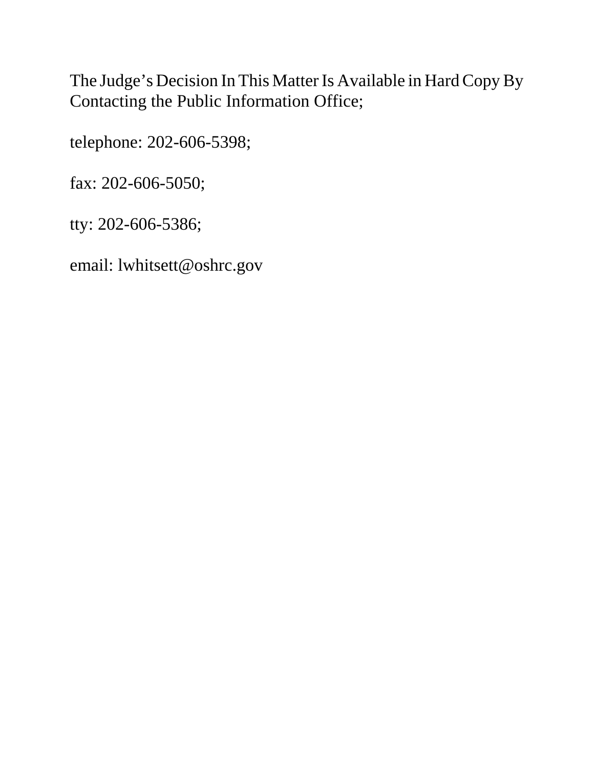The Judge's Decision In This Matter Is Available in Hard Copy By Contacting the Public Information Office;

telephone: 202-606-5398;

fax: 202-606-5050;

tty: 202-606-5386;

email: lwhitsett@oshrc.gov